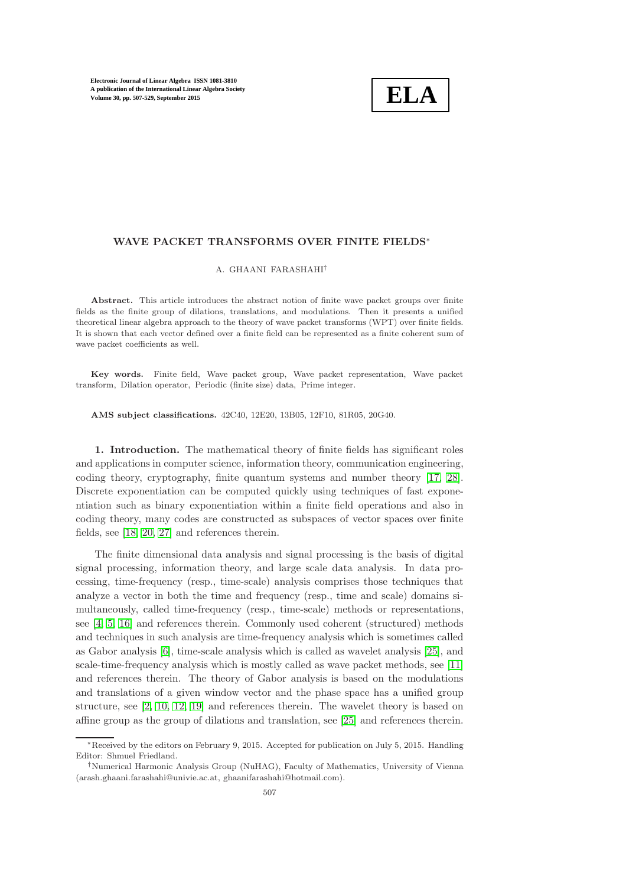# WAVE PACKET TRANSFORMS OVER FINITE FIELDS*

A. GHAANI FARASHAHI†

**Abstract.** This article introduces the abstract notion of finite wave packet groups over finite fields as the finite group of dilations, translations, and modulations. Then it presents a unified theoretical linear algebra approach to the theory of wave packet transforms (WPT) over finite fields. It is shown that each vector defined over a finite field can be represented as a finite coherent sum of wave packet coefficients as well.

**Key words.** Finite field, Wave packet group, Wave packet representation, Wave packet transform, Dilation operator, Periodic (finite size) data, Prime integer.

**AMS subject classifications.** 42C40, 12E20, 13B05, 12F10, 81R05, 20G40.

**1. Introduction.** The mathematical theory of finite fields has significant roles and applications in computer science, information theory, communication engineering, coding theory, cryptography, finite quantum systems and number theory [17, 28]. Discrete exponentiation can be computed quickly using techniques of fast exponentiation such as binary exponentiation within a finite field operations and also in coding theory, many codes are constructed as subspaces of vector spaces over finite fields, see [18, 20, 27] and references therein.

The finite dimensional data analysis and signal processing is the basis of digital signal processing, information theory, and large scale data analysis. In data processing, time-frequency (resp., time-scale) analysis comprises those techniques that analyze a vector in both the time and frequency (resp., time and scale) domains simultaneously, called time-frequency (resp., time-scale) methods or representations, see [4, 5, 16] and references therein. Commonly used coherent (structured) methods and techniques in such analysis are time-frequency analysis which is sometimes called as Gabor analysis [6], time-scale analysis which is called as wavelet analysis [25], and scale-time-frequency analysis which is mostly called as wave packet methods, see [11] and references therein. The theory of Gabor analysis is based on the modulations and translations of a given window vector and the phase space has a unified group structure, see [2, 10, 12, 19] and references therein. The wavelet theory is based on affine group as the group of dilations and translation, see [25] and references therein.

---

*Received by the editors on February 9, 2015. Accepted for publication on July 5, 2015. Handling Editor: Shmuel Friedland.

†Numerical Harmonic Analysis Group (NuHAG), Faculty of Mathematics, University of Vienna (arash.ghaani.farashahi@univie.ac.at, ghaanifarashahi@hotmail.com).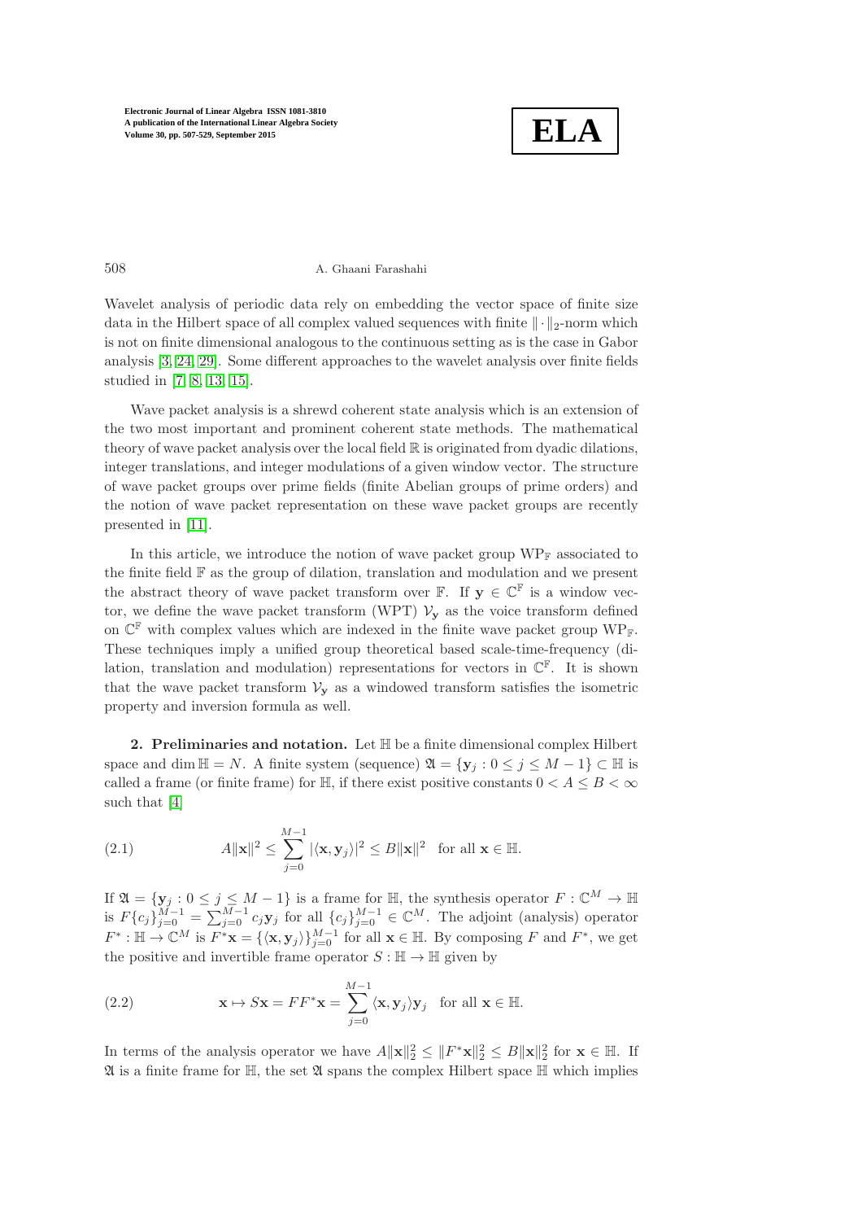Wavelet analysis of periodic data rely on embedding the vector space of finite size data in the Hilbert space of all complex valued sequences with finite $\|\cdot\|_2$-norm which is not on finite dimensional analogous to the continuous setting as is the case in Gabor analysis [3, 24, 29]. Some different approaches to the wavelet analysis over finite fields studied in [7, 8, 13, 15].

Wave packet analysis is a shrewd coherent state analysis which is an extension of the two most important and prominent coherent state methods. The mathematical theory of wave packet analysis over the local field $\mathbb{R}$ is originated from dyadic dilations, integer translations, and integer modulations of a given window vector. The structure of wave packet groups over prime fields (finite Abelian groups of prime orders) and the notion of wave packet representation on these wave packet groups are recently presented in [11].

In this article, we introduce the notion of wave packet group $\mathrm{WP}_{\mathbb{F}}$ associated to the finite field $\mathbb{F}$ as the group of dilation, translation and modulation and we present the abstract theory of wave packet transform over $\mathbb{F}$. If $\mathbf{y} \in \mathbb{C}^{\mathbb{F}}$ is a window vector, we define the wave packet transform (WPT) $\mathcal{V}_{\mathbf{y}}$ as the voice transform defined on $\mathbb{C}^{\mathbb{F}}$ with complex values which are indexed in the finite wave packet group $\mathrm{WP}_{\mathbb{F}}$. These techniques imply a unified group theoretical based scale-time-frequency (dilation, translation and modulation) representations for vectors in $\mathbb{C}^{\mathbb{F}}$. It is shown that the wave packet transform $\mathcal{V}_{\mathbf{y}}$ as a windowed transform satisfies the isometric property and inversion formula as well.

**2. Preliminaries and notation.** Let $\mathbb{H}$ be a finite dimensional complex Hilbert space and $\dim \mathbb{H} = N$. A finite system (sequence) $\mathfrak{A} = \{\mathbf{y}_j : 0 \le j \le M-1\} \subset \mathbb{H}$ is called a frame (or finite frame) for $\mathbb{H}$, if there exist positive constants $0 < A \le B < \infty$ such that [4]

$$A\|\mathbf{x}\|^2 \le \sum_{j=0}^{M-1} |\langle \mathbf{x}, \mathbf{y}_j \rangle|^2 \le B\|\mathbf{x}\|^2 \quad \text{for all } \mathbf{x} \in \mathbb{H}. \tag{2.1}$$

If $\mathfrak{A} = \{\mathbf{y}_j : 0 \le j \le M-1\}$ is a frame for $\mathbb{H}$, the synthesis operator $F : \mathbb{C}^M \to \mathbb{H}$ is $F\{c_j\}_{j=0}^{M-1} = \sum_{j=0}^{M-1} c_j \mathbf{y}_j$ for all $\{c_j\}_{j=0}^{M-1} \in \mathbb{C}^M$. The adjoint (analysis) operator $F^* : \mathbb{H} \to \mathbb{C}^M$ is $F^*\mathbf{x} = \{\langle \mathbf{x}, \mathbf{y}_j \rangle\}_{j=0}^{M-1}$ for all $\mathbf{x} \in \mathbb{H}$. By composing $F$ and $F^*$, we get the positive and invertible frame operator $S : \mathbb{H} \to \mathbb{H}$ given by

$$\mathbf{x} \mapsto S\mathbf{x} = FF^*\mathbf{x} = \sum_{j=0}^{M-1} \langle \mathbf{x}, \mathbf{y}_j \rangle \mathbf{y}_j \quad \text{for all } \mathbf{x} \in \mathbb{H}. \tag{2.2}$$

In terms of the analysis operator we have $A\|\mathbf{x}\|_2^2 \le \|F^*\mathbf{x}\|_2^2 \le B\|\mathbf{x}\|_2^2$ for $\mathbf{x} \in \mathbb{H}$. If $\mathfrak{A}$ is a finite frame for $\mathbb{H}$, the set $\mathfrak{A}$ spans the complex Hilbert space $\mathbb{H}$ which implies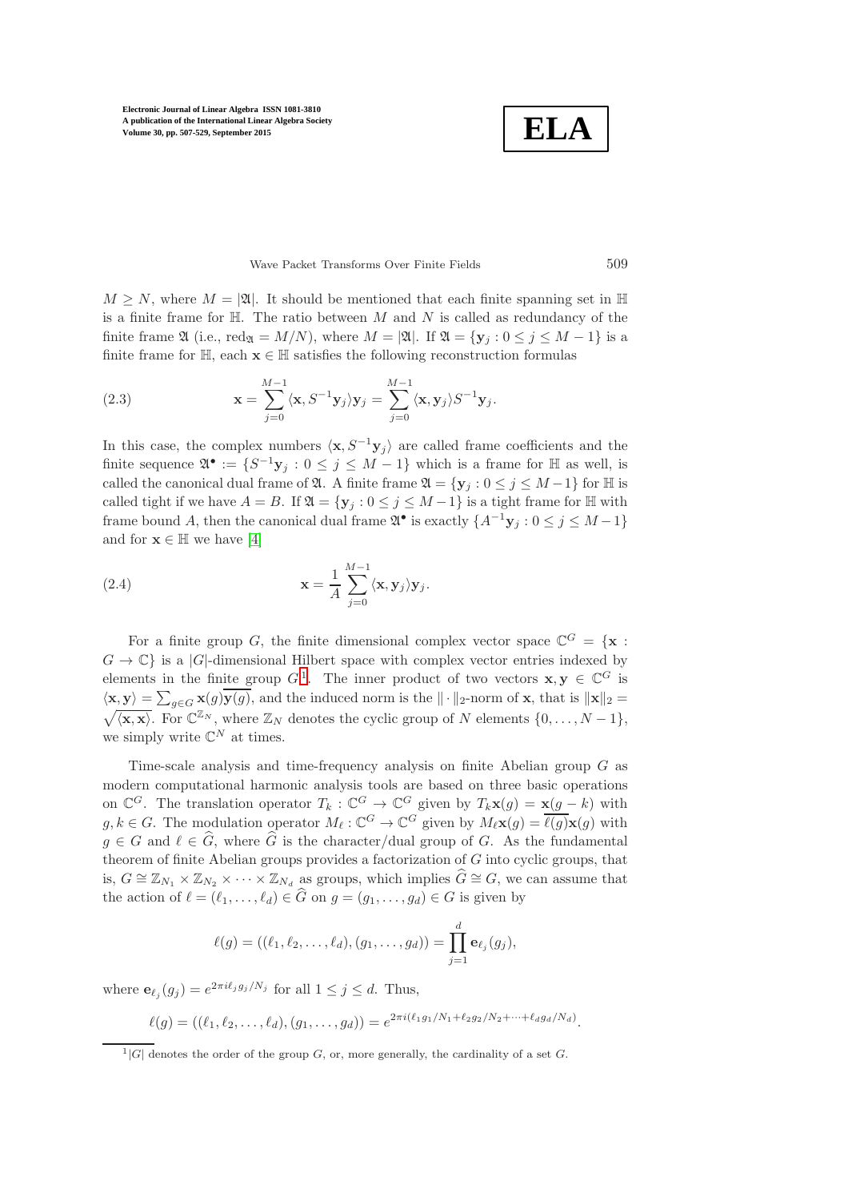$M \geq N$, where $M = |\mathfrak{A}|$. It should be mentioned that each finite spanning set in $\mathbb{H}$ is a finite frame for $\mathbb{H}$. The ratio between $M$ and $N$ is called as redundancy of the finite frame $\mathfrak{A}$ (i.e., $\text{red}_{\mathfrak{A}} = M/N$), where $M = |\mathfrak{A}|$. If $\mathfrak{A} = \{\mathbf{y}_j : 0 \leq j \leq M-1\}$ is a finite frame for $\mathbb{H}$, each $\mathbf{x} \in \mathbb{H}$ satisfies the following reconstruction formulas

$$\mathbf{x} = \sum_{j=0}^{M-1} \langle \mathbf{x}, S^{-1}\mathbf{y}_j \rangle \mathbf{y}_j = \sum_{j=0}^{M-1} \langle \mathbf{x}, \mathbf{y}_j \rangle S^{-1}\mathbf{y}_j. \tag{2.3}$$

In this case, the complex numbers $\langle \mathbf{x}, S^{-1}\mathbf{y}_j \rangle$ are called frame coefficients and the finite sequence $\mathfrak{A}^\bullet := \{S^{-1}\mathbf{y}_j : 0 \leq j \leq M-1\}$ which is a frame for $\mathbb{H}$ as well, is called the canonical dual frame of $\mathfrak{A}$. A finite frame $\mathfrak{A} = \{\mathbf{y}_j : 0 \leq j \leq M-1\}$ for $\mathbb{H}$ is called tight if we have $A = B$. If $\mathfrak{A} = \{\mathbf{y}_j : 0 \leq j \leq M-1\}$ is a tight frame for $\mathbb{H}$ with frame bound $A$, then the canonical dual frame $\mathfrak{A}^\bullet$ is exactly $\{A^{-1}\mathbf{y}_j : 0 \leq j \leq M-1\}$ and for $\mathbf{x} \in \mathbb{H}$ we have [4]

$$\mathbf{x} = \frac{1}{A} \sum_{j=0}^{M-1} \langle \mathbf{x}, \mathbf{y}_j \rangle \mathbf{y}_j. \tag{2.4}$$

For a finite group $G$, the finite dimensional complex vector space $\mathbb{C}^G = \{\mathbf{x} : G \to \mathbb{C}\}$ is a $|G|$-dimensional Hilbert space with complex vector entries indexed by elements in the finite group $G$[1]. The inner product of two vectors $\mathbf{x}, \mathbf{y} \in \mathbb{C}^G$ is $\langle \mathbf{x}, \mathbf{y} \rangle = \sum_{g \in G} \mathbf{x}(g)\overline{\mathbf{y}(g)}$, and the induced norm is the $\|\cdot\|_2$-norm of $\mathbf{x}$, that is $\|\mathbf{x}\|_2 = \sqrt{\langle \mathbf{x}, \mathbf{x} \rangle}$. For $\mathbb{C}^{\mathbb{Z}_N}$, where $\mathbb{Z}_N$ denotes the cyclic group of $N$ elements $\{0, \ldots, N-1\}$, we simply write $\mathbb{C}^N$ at times.

Time-scale analysis and time-frequency analysis on finite Abelian group $G$ as modern computational harmonic analysis tools are based on three basic operations on $\mathbb{C}^G$. The translation operator $T_k : \mathbb{C}^G \to \mathbb{C}^G$ given by $T_k\mathbf{x}(g) = \mathbf{x}(g-k)$ with $g, k \in G$. The modulation operator $M_\ell : \mathbb{C}^G \to \mathbb{C}^G$ given by $M_\ell\mathbf{x}(g) = \overline{\ell(g)}\mathbf{x}(g)$ with $g \in G$ and $\ell \in \widehat{G}$, where $\widehat{G}$ is the character/dual group of $G$. As the fundamental theorem of finite Abelian groups provides a factorization of $G$ into cyclic groups, that is, $G \cong \mathbb{Z}_{N_1} \times \mathbb{Z}_{N_2} \times \cdots \times \mathbb{Z}_{N_d}$ as groups, which implies $\widehat{G} \cong G$, we can assume that the action of $\ell = (\ell_1, \ldots, \ell_d) \in \widehat{G}$ on $g = (g_1, \ldots, g_d) \in G$ is given by

$$\ell(g) = ((\ell_1, \ell_2, \ldots, \ell_d), (g_1, \ldots, g_d)) = \prod_{j=1}^{d} \mathbf{e}_{\ell_j}(g_j),$$

where $\mathbf{e}_{\ell_j}(g_j) = e^{2\pi i \ell_j g_j / N_j}$ for all $1 \leq j \leq d$. Thus,

$$\ell(g) = ((\ell_1, \ell_2, \ldots, \ell_d), (g_1, \ldots, g_d)) = e^{2\pi i(\ell_1 g_1/N_1 + \ell_2 g_2/N_2 + \cdots + \ell_d g_d/N_d)}.$$

---

[1] $|G|$ denotes the order of the group $G$, or, more generally, the cardinality of a set $G$.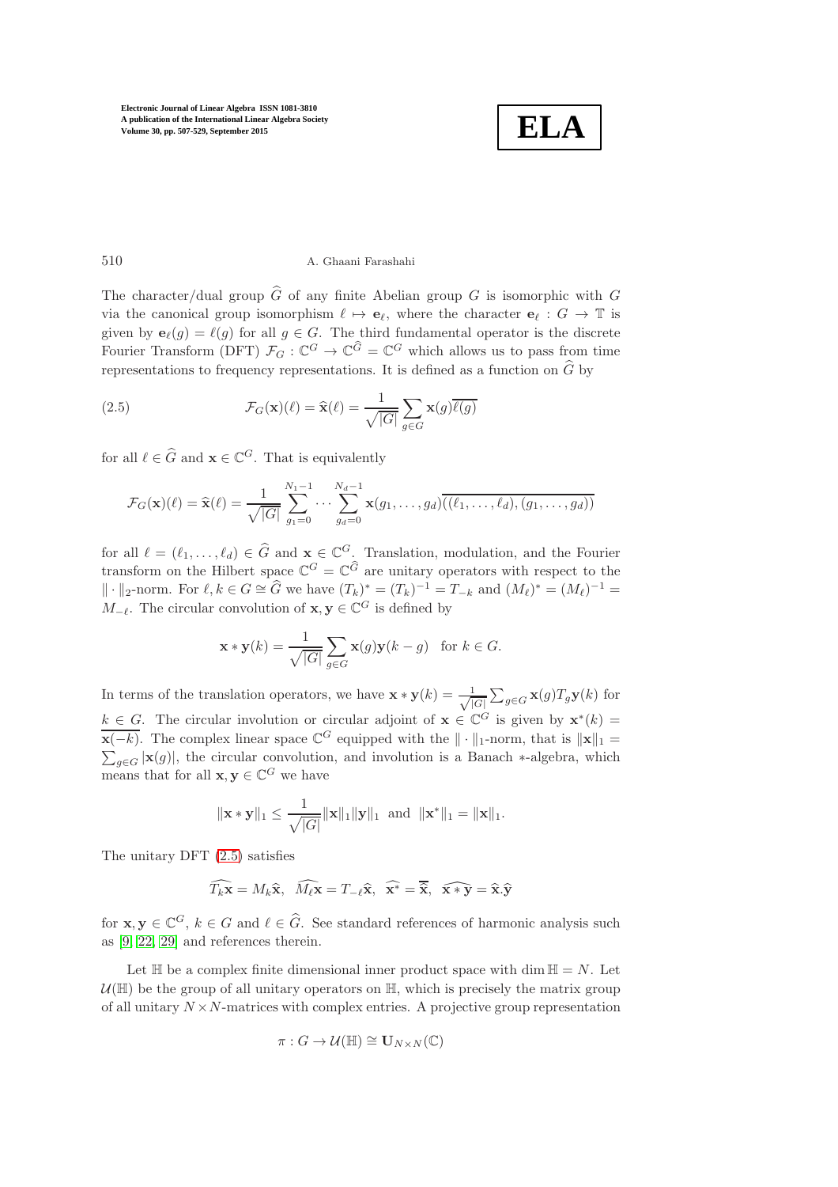The character/dual group $\widehat{G}$ of any finite Abelian group $G$ is isomorphic with $G$ via the canonical group isomorphism $\ell \mapsto \mathbf{e}_\ell$, where the character $\mathbf{e}_\ell : G \to \mathbb{T}$ is given by $\mathbf{e}_\ell(g) = \ell(g)$ for all $g \in G$. The third fundamental operator is the discrete Fourier Transform (DFT) $\mathcal{F}_G : \mathbb{C}^G \to \mathbb{C}^{\widehat{G}} = \mathbb{C}^G$ which allows us to pass from time representations to frequency representations. It is defined as a function on $\widehat{G}$ by

$$\mathcal{F}_G(\mathbf{x})(\ell) = \widehat{\mathbf{x}}(\ell) = \frac{1}{\sqrt{|G|}} \sum_{g \in G} \mathbf{x}(g)\overline{\ell(g)} \tag{2.5}$$

for all $\ell \in \widehat{G}$ and $\mathbf{x} \in \mathbb{C}^G$. That is equivalently

$$\mathcal{F}_G(\mathbf{x})(\ell) = \widehat{\mathbf{x}}(\ell) = \frac{1}{\sqrt{|G|}} \sum_{g_1=0}^{N_1-1} \cdots \sum_{g_d=0}^{N_d-1} \mathbf{x}(g_1, \ldots, g_d)\overline{((\ell_1, \ldots, \ell_d), (g_1, \ldots, g_d))}$$

for all $\ell = (\ell_1, \ldots, \ell_d) \in \widehat{G}$ and $\mathbf{x} \in \mathbb{C}^G$. Translation, modulation, and the Fourier transform on the Hilbert space $\mathbb{C}^G = \mathbb{C}^{\widehat{G}}$ are unitary operators with respect to the $\|\cdot\|_2$-norm. For $\ell, k \in G \cong \widehat{G}$ we have $(T_k)^* = (T_k)^{-1} = T_{-k}$ and $(M_\ell)^* = (M_\ell)^{-1} = M_{-\ell}$. The circular convolution of $\mathbf{x}, \mathbf{y} \in \mathbb{C}^G$ is defined by

$$\mathbf{x} * \mathbf{y}(k) = \frac{1}{\sqrt{|G|}} \sum_{g \in G} \mathbf{x}(g)\mathbf{y}(k - g) \quad \text{for } k \in G.$$

In terms of the translation operators, we have $\mathbf{x} * \mathbf{y}(k) = \frac{1}{\sqrt{|G|}} \sum_{g \in G} \mathbf{x}(g) T_g \mathbf{y}(k)$ for $k \in G$. The circular involution or circular adjoint of $\mathbf{x} \in \mathbb{C}^G$ is given by $\mathbf{x}^*(k) = \overline{\mathbf{x}(-k)}$. The complex linear space $\mathbb{C}^G$ equipped with the $\|\cdot\|_1$-norm, that is $\|\mathbf{x}\|_1 = \sum_{g \in G} |\mathbf{x}(g)|$, the circular convolution, and involution is a Banach $*$-algebra, which means that for all $\mathbf{x}, \mathbf{y} \in \mathbb{C}^G$ we have

$$\|\mathbf{x} * \mathbf{y}\|_1 \leq \frac{1}{\sqrt{|G|}} \|\mathbf{x}\|_1 \|\mathbf{y}\|_1 \text{ and } \|\mathbf{x}^*\|_1 = \|\mathbf{x}\|_1.$$

The unitary DFT (2.5) satisfies

$$\widehat{T_k \mathbf{x}} = M_k \widehat{\mathbf{x}}, \quad \widehat{M_\ell \mathbf{x}} = T_{-\ell} \widehat{\mathbf{x}}, \quad \widehat{\mathbf{x}^*} = \overline{\widehat{\mathbf{x}}}, \quad \widehat{\mathbf{x} * \mathbf{y}} = \widehat{\mathbf{x}}.\widehat{\mathbf{y}}$$

for $\mathbf{x}, \mathbf{y} \in \mathbb{C}^G$, $k \in G$ and $\ell \in \widehat{G}$. See standard references of harmonic analysis such as [9, 22, 29] and references therein.

Let $\mathbb{H}$ be a complex finite dimensional inner product space with $\dim \mathbb{H} = N$. Let $\mathcal{U}(\mathbb{H})$ be the group of all unitary operators on $\mathbb{H}$, which is precisely the matrix group of all unitary $N \times N$-matrices with complex entries. A projective group representation

$$\pi : G \to \mathcal{U}(\mathbb{H}) \cong \mathbf{U}_{N \times N}(\mathbb{C})$$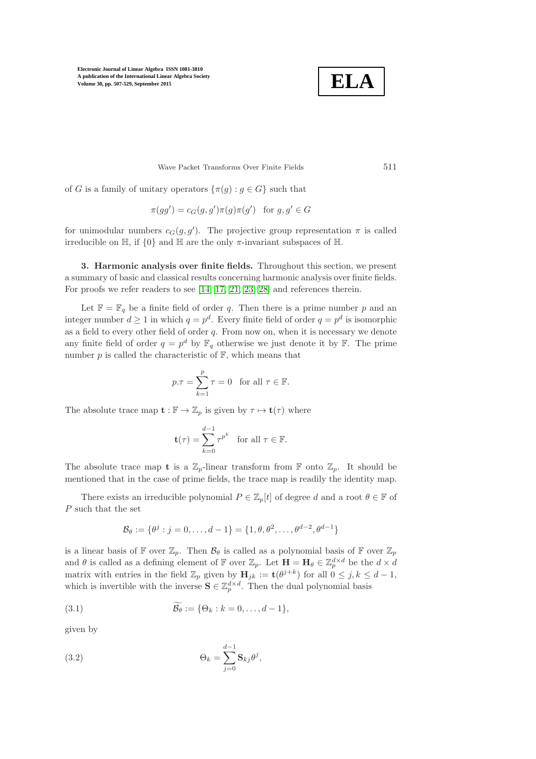of $G$ is a family of unitary operators $\{\pi(g) : g \in G\}$ such that

$$\pi(gg') = c_G(g, g')\pi(g)\pi(g') \quad \text{for } g, g' \in G$$

for unimodular numbers $c_G(g, g')$. The projective group representation $\pi$ is called irreducible on $\mathbb{H}$, if $\{0\}$ and $\mathbb{H}$ are the only $\pi$-invariant subspaces of $\mathbb{H}$.

**3. Harmonic analysis over finite fields.** Throughout this section, we present a summary of basic and classical results concerning harmonic analysis over finite fields. For proofs we refer readers to see [14, 17, 21, 23, 28] and references therein.

Let $\mathbb{F} = \mathbb{F}_q$ be a finite field of order $q$. Then there is a prime number $p$ and an integer number $d \geq 1$ in which $q = p^d$. Every finite field of order $q = p^d$ is isomorphic as a field to every other field of order $q$. From now on, when it is necessary we denote any finite field of order $q = p^d$ by $\mathbb{F}_q$ otherwise we just denote it by $\mathbb{F}$. The prime number $p$ is called the characteristic of $\mathbb{F}$, which means that

$$p.\tau = \sum_{k=1}^{p} \tau = 0 \quad \text{for all } \tau \in \mathbb{F}.$$

The absolute trace map $\mathbf{t} : \mathbb{F} \to \mathbb{Z}_p$ is given by $\tau \mapsto \mathbf{t}(\tau)$ where

$$\mathbf{t}(\tau) = \sum_{k=0}^{d-1} \tau^{p^k} \quad \text{for all } \tau \in \mathbb{F}.$$

The absolute trace map $\mathbf{t}$ is a $\mathbb{Z}_p$-linear transform from $\mathbb{F}$ onto $\mathbb{Z}_p$. It should be mentioned that in the case of prime fields, the trace map is readily the identity map.

There exists an irreducible polynomial $P \in \mathbb{Z}_p[t]$ of degree $d$ and a root $\theta \in \mathbb{F}$ of $P$ such that the set

$$\mathcal{B}_\theta := \{\theta^j : j = 0, \ldots, d-1\} = \{1, \theta, \theta^2, \ldots, \theta^{d-2}, \theta^{d-1}\}$$

is a linear basis of $\mathbb{F}$ over $\mathbb{Z}_p$. Then $\mathcal{B}_\theta$ is called as a polynomial basis of $\mathbb{F}$ over $\mathbb{Z}_p$ and $\theta$ is called as a defining element of $\mathbb{F}$ over $\mathbb{Z}_p$. Let $\mathbf{H} = \mathbf{H}_\theta \in \mathbb{Z}_p^{d\times d}$ be the $d \times d$ matrix with entries in the field $\mathbb{Z}_p$ given by $\mathbf{H}_{jk} := \mathbf{t}(\theta^{j+k})$ for all $0 \leq j, k \leq d-1$, which is invertible with the inverse $\mathbf{S} \in \mathbb{Z}_p^{d\times d}$. Then the dual polynomial basis

$$\widetilde{\mathcal{B}_\theta} := \{\Theta_k : k = 0, \ldots, d-1\}, \tag{3.1}$$

given by

$$\Theta_k = \sum_{j=0}^{d-1} \mathbf{S}_{kj}\theta^j, \tag{3.2}$$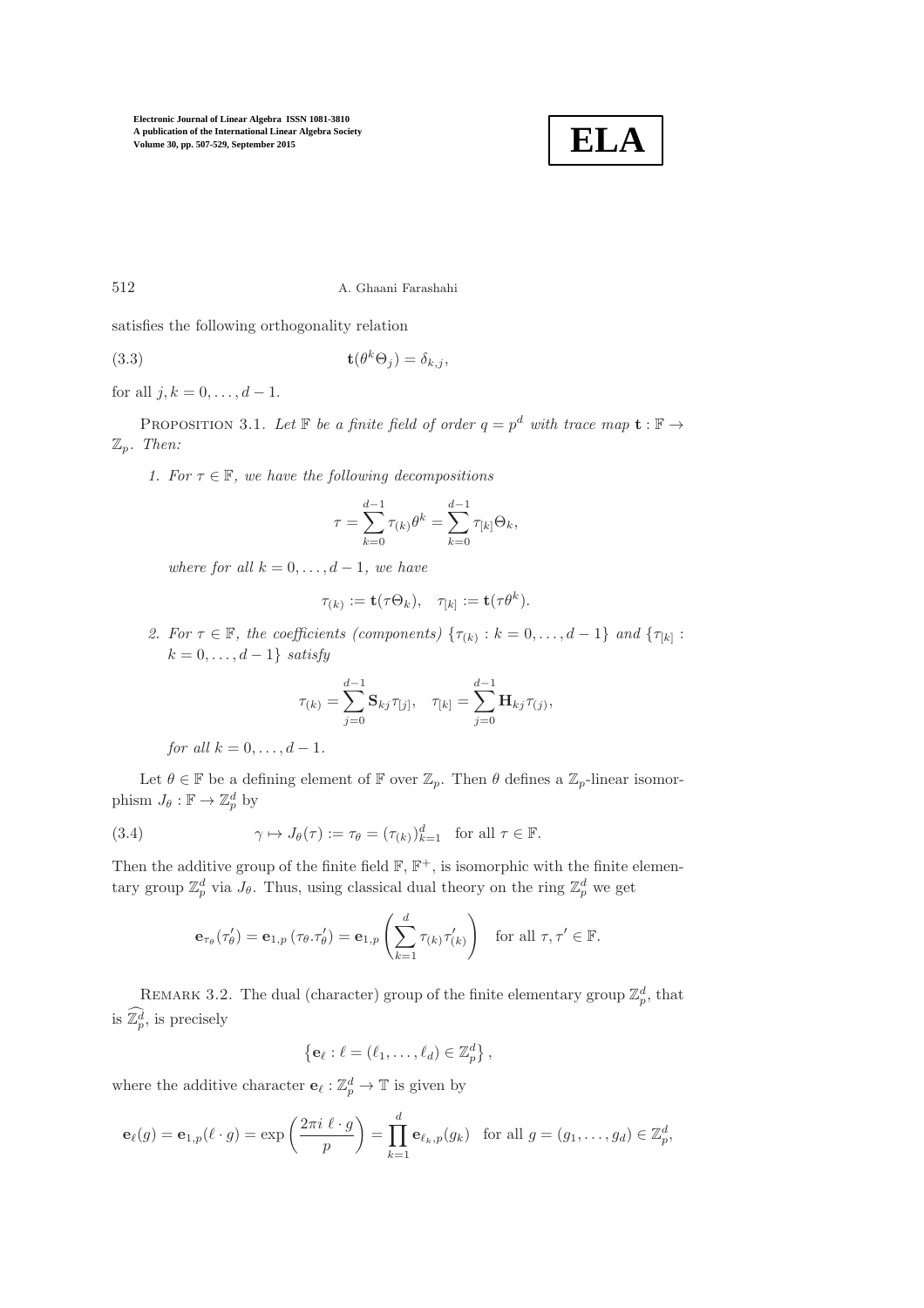satisfies the following orthogonality relation

$$\mathbf{t}(\theta^k \Theta_j) = \delta_{k,j}, \tag{3.3}$$

for all $j, k = 0, \ldots, d-1$.

PROPOSITION 3.1. *Let $\mathbb{F}$ be a finite field of order $q = p^d$ with trace map $\mathbf{t} : \mathbb{F} \to \mathbb{Z}_p$. Then:*

1. *For $\tau \in \mathbb{F}$, we have the following decompositions*

$$\tau = \sum_{k=0}^{d-1} \tau_{(k)} \theta^k = \sum_{k=0}^{d-1} \tau_{[k]} \Theta_k,$$

*where for all $k = 0, \ldots, d-1$, we have*

$$\tau_{(k)} := \mathbf{t}(\tau \Theta_k), \quad \tau_{[k]} := \mathbf{t}(\tau \theta^k).$$

2. *For $\tau \in \mathbb{F}$, the coefficients (components) $\{\tau_{(k)} : k = 0, \ldots, d-1\}$ and $\{\tau_{[k]} : k = 0, \ldots, d-1\}$ satisfy*

$$\tau_{(k)} = \sum_{j=0}^{d-1} \mathbf{S}_{kj} \tau_{[j]}, \quad \tau_{[k]} = \sum_{j=0}^{d-1} \mathbf{H}_{kj} \tau_{(j)},$$

*for all $k = 0, \ldots, d-1$.*

Let $\theta \in \mathbb{F}$ be a defining element of $\mathbb{F}$ over $\mathbb{Z}_p$. Then $\theta$ defines a $\mathbb{Z}_p$-linear isomorphism $J_\theta : \mathbb{F} \to \mathbb{Z}_p^d$ by

$$\gamma \mapsto J_\theta(\tau) := \tau_\theta = (\tau_{(k)})_{k=1}^d \quad \text{for all } \tau \in \mathbb{F}. \tag{3.4}$$

Then the additive group of the finite field $\mathbb{F}$, $\mathbb{F}^+$, is isomorphic with the finite elementary group $\mathbb{Z}_p^d$ via $J_\theta$. Thus, using classical dual theory on the ring $\mathbb{Z}_p^d$ we get

$$\mathbf{e}_{\tau_\theta}(\tau'_\theta) = \mathbf{e}_{1,p}\left(\tau_\theta.\tau'_\theta\right) = \mathbf{e}_{1,p}\left(\sum_{k=1}^d \tau_{(k)} \tau'_{(k)}\right) \quad \text{for all } \tau, \tau' \in \mathbb{F}.$$

REMARK 3.2. The dual (character) group of the finite elementary group $\mathbb{Z}_p^d$, that is $\widehat{\mathbb{Z}_p^d}$, is precisely

$$\left\{\mathbf{e}_\ell : \ell = (\ell_1, \ldots, \ell_d) \in \mathbb{Z}_p^d\right\},$$

where the additive character $\mathbf{e}_\ell : \mathbb{Z}_p^d \to \mathbb{T}$ is given by

$$\mathbf{e}_\ell(g) = \mathbf{e}_{1,p}(\ell \cdot g) = \exp\left(\frac{2\pi i \ \ell \cdot g}{p}\right) = \prod_{k=1}^d \mathbf{e}_{\ell_k, p}(g_k) \quad \text{for all } g = (g_1, \ldots, g_d) \in \mathbb{Z}_p^d,$$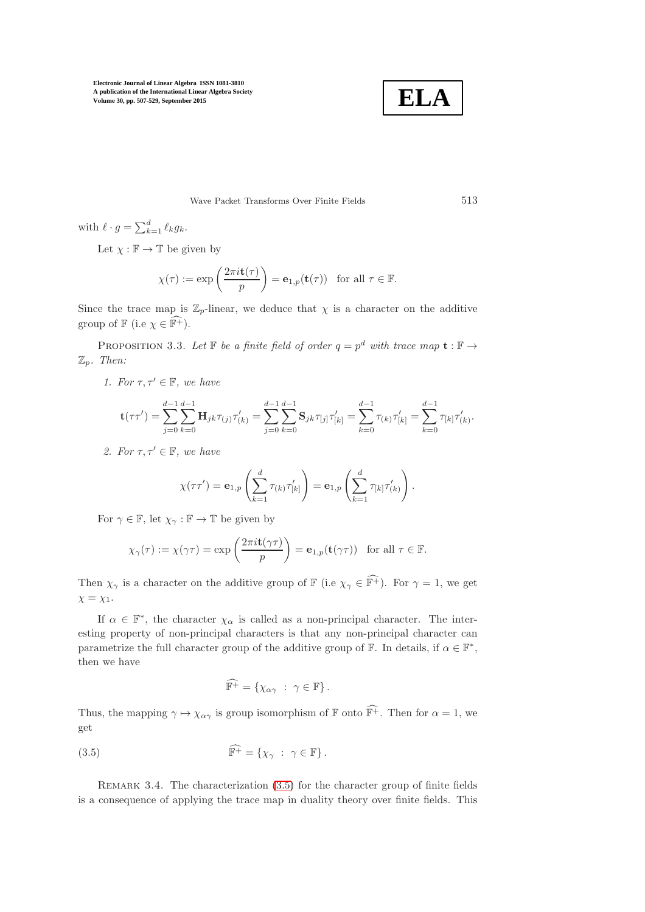with $\ell \cdot g = \sum_{k=1}^{d} \ell_k g_k$.

Let $\chi : \mathbb{F} \to \mathbb{T}$ be given by

$$\chi(\tau) := \exp\left(\frac{2\pi i \mathbf{t}(\tau)}{p}\right) = \mathbf{e}_{1,p}(\mathbf{t}(\tau)) \quad \text{for all } \tau \in \mathbb{F}.$$

Since the trace map is $\mathbb{Z}_p$-linear, we deduce that $\chi$ is a character on the additive group of $\mathbb{F}$ (i.e $\chi \in \widehat{\mathbb{F}^+}$).

Proposition 3.3. *Let $\mathbb{F}$ be a finite field of order $q = p^d$ with trace map $\mathbf{t} : \mathbb{F} \to \mathbb{Z}_p$. Then:*

1. *For $\tau, \tau' \in \mathbb{F}$, we have*

$$\mathbf{t}(\tau\tau') = \sum_{j=0}^{d-1}\sum_{k=0}^{d-1} \mathbf{H}_{jk} \tau_{(j)} \tau'_{(k)} = \sum_{j=0}^{d-1}\sum_{k=0}^{d-1} \mathbf{S}_{jk} \tau_{[j]} \tau'_{[k]} = \sum_{k=0}^{d-1} \tau_{(k)} \tau'_{[k]} = \sum_{k=0}^{d-1} \tau_{[k]} \tau'_{(k)}.$$

2. *For $\tau, \tau' \in \mathbb{F}$, we have*

$$\chi(\tau\tau') = \mathbf{e}_{1,p}\left(\sum_{k=1}^{d} \tau_{(k)} \tau'_{[k]}\right) = \mathbf{e}_{1,p}\left(\sum_{k=1}^{d} \tau_{[k]} \tau'_{(k)}\right).$$

For $\gamma \in \mathbb{F}$, let $\chi_\gamma : \mathbb{F} \to \mathbb{T}$ be given by

$$\chi_\gamma(\tau) := \chi(\gamma\tau) = \exp\left(\frac{2\pi i \mathbf{t}(\gamma\tau)}{p}\right) = \mathbf{e}_{1,p}(\mathbf{t}(\gamma\tau)) \quad \text{for all } \tau \in \mathbb{F}.$$

Then $\chi_\gamma$ is a character on the additive group of $\mathbb{F}$ (i.e $\chi_\gamma \in \widehat{\mathbb{F}^+}$). For $\gamma = 1$, we get $\chi = \chi_1$.

If $\alpha \in \mathbb{F}^*$, the character $\chi_\alpha$ is called as a non-principal character. The interesting property of non-principal characters is that any non-principal character can parametrize the full character group of the additive group of $\mathbb{F}$. In details, if $\alpha \in \mathbb{F}^*$, then we have

$$\widehat{\mathbb{F}^+} = \{\chi_{\alpha\gamma} \ : \ \gamma \in \mathbb{F}\}.$$

Thus, the mapping $\gamma \mapsto \chi_{\alpha\gamma}$ is group isomorphism of $\mathbb{F}$ onto $\widehat{\mathbb{F}^+}$. Then for $\alpha = 1$, we get

$$\widehat{\mathbb{F}^+} = \{\chi_\gamma \ : \ \gamma \in \mathbb{F}\}. \tag{3.5}$$

Remark 3.4. The characterization (3.5) for the character group of finite fields is a consequence of applying the trace map in duality theory over finite fields. This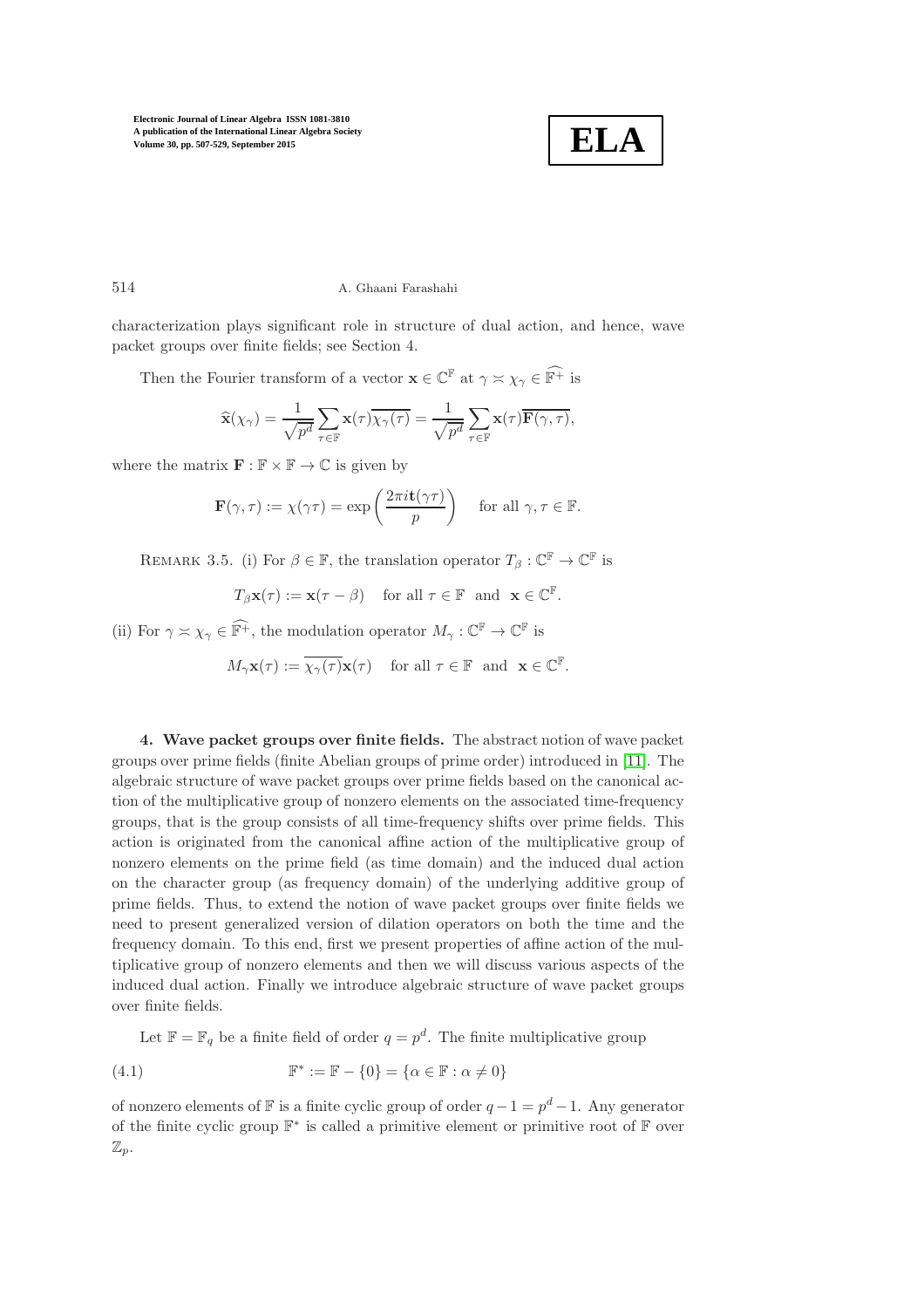characterization plays significant role in structure of dual action, and hence, wave packet groups over finite fields; see Section 4.

Then the Fourier transform of a vector $\mathbf{x} \in \mathbb{C}^{\mathbb{F}}$ at $\gamma \asymp \chi_\gamma \in \widehat{\mathbb{F}^+}$ is

$$\widehat{\mathbf{x}}(\chi_\gamma) = \frac{1}{\sqrt{p^d}} \sum_{\tau \in \mathbb{F}} \mathbf{x}(\tau)\overline{\chi_\gamma(\tau)} = \frac{1}{\sqrt{p^d}} \sum_{\tau \in \mathbb{F}} \mathbf{x}(\tau)\overline{\mathbf{F}(\gamma, \tau)},$$

where the matrix $\mathbf{F} : \mathbb{F} \times \mathbb{F} \to \mathbb{C}$ is given by

$$\mathbf{F}(\gamma, \tau) := \chi(\gamma\tau) = \exp\left(\frac{2\pi i \mathbf{t}(\gamma\tau)}{p}\right) \quad \text{for all } \gamma, \tau \in \mathbb{F}.$$

Remark 3.5. (i) For $\beta \in \mathbb{F}$, the translation operator $T_\beta : \mathbb{C}^{\mathbb{F}} \to \mathbb{C}^{\mathbb{F}}$ is

$$T_\beta \mathbf{x}(\tau) := \mathbf{x}(\tau - \beta) \quad \text{for all } \tau \in \mathbb{F} \text{ and } \mathbf{x} \in \mathbb{C}^{\mathbb{F}}.$$

(ii) For $\gamma \asymp \chi_\gamma \in \widehat{\mathbb{F}^+}$, the modulation operator $M_\gamma : \mathbb{C}^{\mathbb{F}} \to \mathbb{C}^{\mathbb{F}}$ is

$$M_\gamma \mathbf{x}(\tau) := \overline{\chi_\gamma(\tau)}\mathbf{x}(\tau) \quad \text{for all } \tau \in \mathbb{F} \text{ and } \mathbf{x} \in \mathbb{C}^{\mathbb{F}}.$$

## 4. Wave packet groups over finite fields.

The abstract notion of wave packet groups over prime fields (finite Abelian groups of prime order) introduced in [11]. The algebraic structure of wave packet groups over prime fields based on the canonical action of the multiplicative group of nonzero elements on the associated time-frequency groups, that is the group consists of all time-frequency shifts over prime fields. This action is originated from the canonical affine action of the multiplicative group of nonzero elements on the prime field (as time domain) and the induced dual action on the character group (as frequency domain) of the underlying additive group of prime fields. Thus, to extend the notion of wave packet groups over finite fields we need to present generalized version of dilation operators on both the time and the frequency domain. To this end, first we present properties of affine action of the multiplicative group of nonzero elements and then we will discuss various aspects of the induced dual action. Finally we introduce algebraic structure of wave packet groups over finite fields.

Let $\mathbb{F} = \mathbb{F}_q$ be a finite field of order $q = p^d$. The finite multiplicative group

$$\mathbb{F}^* := \mathbb{F} - \{0\} = \{\alpha \in \mathbb{F} : \alpha \neq 0\} \tag{4.1}$$

of nonzero elements of $\mathbb{F}$ is a finite cyclic group of order $q - 1 = p^d - 1$. Any generator of the finite cyclic group $\mathbb{F}^*$ is called a primitive element or primitive root of $\mathbb{F}$ over $\mathbb{Z}_p$.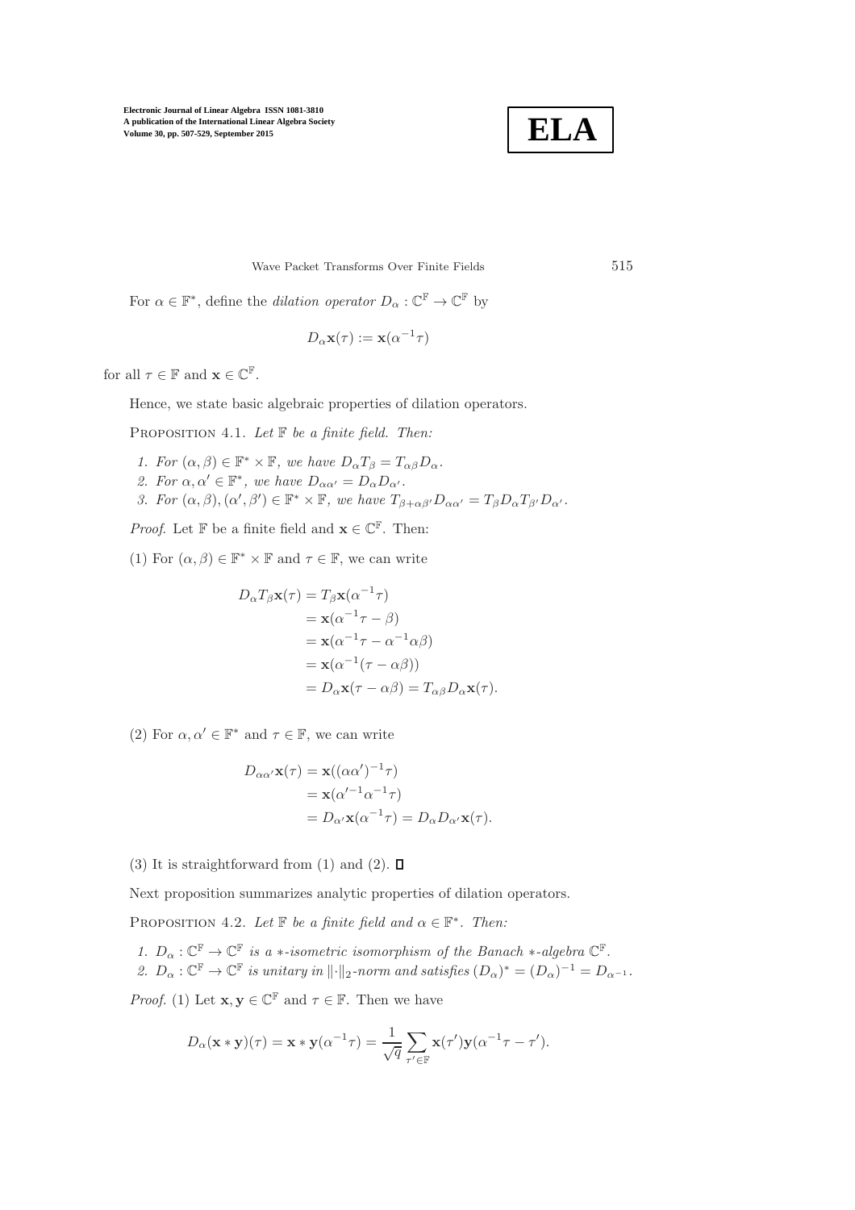For $\alpha \in \mathbb{F}^*$, define the *dilation operator* $D_\alpha : \mathbb{C}^{\mathbb{F}} \to \mathbb{C}^{\mathbb{F}}$ by

$$D_\alpha \mathbf{x}(\tau) := \mathbf{x}(\alpha^{-1}\tau)$$

for all $\tau \in \mathbb{F}$ and $\mathbf{x} \in \mathbb{C}^{\mathbb{F}}$.

Hence, we state basic algebraic properties of dilation operators.

Proposition 4.1. *Let $\mathbb{F}$ be a finite field. Then:*

1. *For $(\alpha, \beta) \in \mathbb{F}^* \times \mathbb{F}$, we have $D_\alpha T_\beta = T_{\alpha\beta} D_\alpha$.*
2. *For $\alpha, \alpha' \in \mathbb{F}^*$, we have $D_{\alpha\alpha'} = D_\alpha D_{\alpha'}$.*
3. *For $(\alpha, \beta), (\alpha', \beta') \in \mathbb{F}^* \times \mathbb{F}$, we have $T_{\beta+\alpha\beta'} D_{\alpha\alpha'} = T_\beta D_\alpha T_{\beta'} D_{\alpha'}$.*

*Proof.* Let $\mathbb{F}$ be a finite field and $\mathbf{x} \in \mathbb{C}^{\mathbb{F}}$. Then:

(1) For $(\alpha, \beta) \in \mathbb{F}^* \times \mathbb{F}$ and $\tau \in \mathbb{F}$, we can write

$$\begin{aligned}
D_\alpha T_\beta \mathbf{x}(\tau) &= T_\beta \mathbf{x}(\alpha^{-1}\tau) \\
&= \mathbf{x}(\alpha^{-1}\tau - \beta) \\
&= \mathbf{x}(\alpha^{-1}\tau - \alpha^{-1}\alpha\beta) \\
&= \mathbf{x}(\alpha^{-1}(\tau - \alpha\beta)) \\
&= D_\alpha \mathbf{x}(\tau - \alpha\beta) = T_{\alpha\beta} D_\alpha \mathbf{x}(\tau).
\end{aligned}$$

(2) For $\alpha, \alpha' \in \mathbb{F}^*$ and $\tau \in \mathbb{F}$, we can write

$$\begin{aligned}
D_{\alpha\alpha'} \mathbf{x}(\tau) &= \mathbf{x}((\alpha\alpha')^{-1}\tau) \\
&= \mathbf{x}(\alpha'^{-1}\alpha^{-1}\tau) \\
&= D_{\alpha'} \mathbf{x}(\alpha^{-1}\tau) = D_\alpha D_{\alpha'} \mathbf{x}(\tau).
\end{aligned}$$

(3) It is straightforward from (1) and (2). ∎

Next proposition summarizes analytic properties of dilation operators.

Proposition 4.2. *Let $\mathbb{F}$ be a finite field and $\alpha \in \mathbb{F}^*$. Then:*

1. *$D_\alpha : \mathbb{C}^{\mathbb{F}} \to \mathbb{C}^{\mathbb{F}}$ is a $*$-isometric isomorphism of the Banach $*$-algebra $\mathbb{C}^{\mathbb{F}}$.*
2. *$D_\alpha : \mathbb{C}^{\mathbb{F}} \to \mathbb{C}^{\mathbb{F}}$ is unitary in $\|\cdot\|_2$-norm and satisfies $(D_\alpha)^* = (D_\alpha)^{-1} = D_{\alpha^{-1}}$.*

*Proof.* (1) Let $\mathbf{x}, \mathbf{y} \in \mathbb{C}^{\mathbb{F}}$ and $\tau \in \mathbb{F}$. Then we have

$$D_\alpha(\mathbf{x} * \mathbf{y})(\tau) = \mathbf{x} * \mathbf{y}(\alpha^{-1}\tau) = \frac{1}{\sqrt{q}} \sum_{\tau' \in \mathbb{F}} \mathbf{x}(\tau')\mathbf{y}(\alpha^{-1}\tau - \tau').$$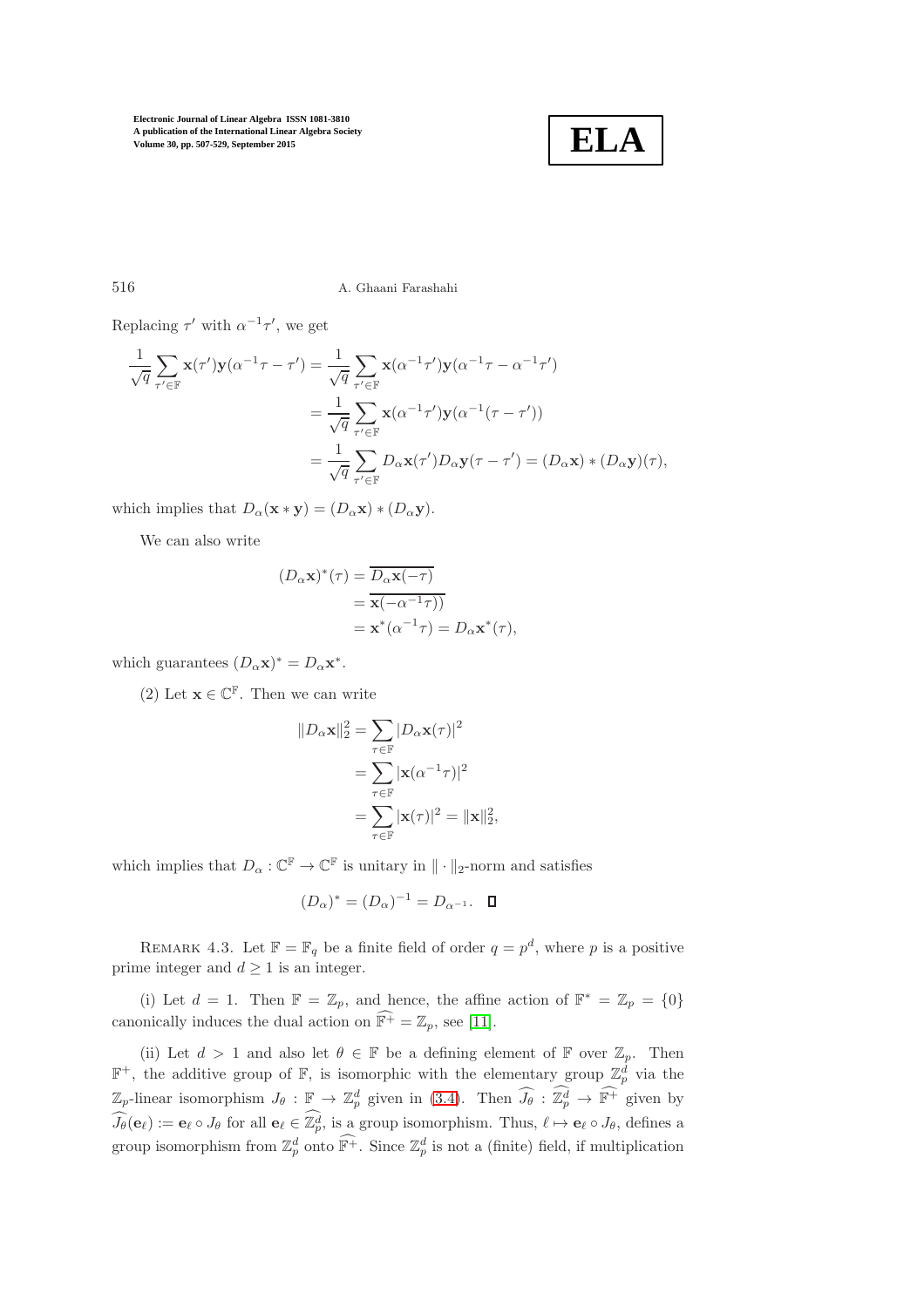Replacing $\tau'$ with $\alpha^{-1}\tau'$, we get

$$
\begin{aligned}
\frac{1}{\sqrt{q}}\sum_{\tau'\in\mathbb{F}}\mathbf{x}(\tau')\mathbf{y}(\alpha^{-1}\tau-\tau') &= \frac{1}{\sqrt{q}}\sum_{\tau'\in\mathbb{F}}\mathbf{x}(\alpha^{-1}\tau')\mathbf{y}(\alpha^{-1}\tau-\alpha^{-1}\tau') \\
&= \frac{1}{\sqrt{q}}\sum_{\tau'\in\mathbb{F}}\mathbf{x}(\alpha^{-1}\tau')\mathbf{y}(\alpha^{-1}(\tau-\tau')) \\
&= \frac{1}{\sqrt{q}}\sum_{\tau'\in\mathbb{F}}D_\alpha\mathbf{x}(\tau')D_\alpha\mathbf{y}(\tau-\tau') = (D_\alpha\mathbf{x})*(D_\alpha\mathbf{y})(\tau),
\end{aligned}
$$

which implies that $D_\alpha(\mathbf{x}*\mathbf{y}) = (D_\alpha\mathbf{x})*(D_\alpha\mathbf{y})$.

We can also write

$$
\begin{aligned}
(D_\alpha\mathbf{x})^*(\tau) &= \overline{D_\alpha\mathbf{x}(-\tau)} \\
&= \overline{\mathbf{x}(-\alpha^{-1}\tau))} \\
&= \mathbf{x}^*(\alpha^{-1}\tau) = D_\alpha\mathbf{x}^*(\tau),
\end{aligned}
$$

which guarantees $(D_\alpha\mathbf{x})^* = D_\alpha\mathbf{x}^*$.

(2) Let $\mathbf{x}\in\mathbb{C}^{\mathbb{F}}$. Then we can write

$$
\begin{aligned}
\|D_\alpha\mathbf{x}\|_2^2 &= \sum_{\tau\in\mathbb{F}}|D_\alpha\mathbf{x}(\tau)|^2 \\
&= \sum_{\tau\in\mathbb{F}}|\mathbf{x}(\alpha^{-1}\tau)|^2 \\
&= \sum_{\tau\in\mathbb{F}}|\mathbf{x}(\tau)|^2 = \|\mathbf{x}\|_2^2,
\end{aligned}
$$

which implies that $D_\alpha:\mathbb{C}^{\mathbb{F}}\to\mathbb{C}^{\mathbb{F}}$ is unitary in $\|\cdot\|_2$-norm and satisfies

$$
(D_\alpha)^* = (D_\alpha)^{-1} = D_{\alpha^{-1}}. \quad \square
$$

Remark 4.3. Let $\mathbb{F}=\mathbb{F}_q$ be a finite field of order $q=p^d$, where $p$ is a positive prime integer and $d\geq 1$ is an integer.

(i) Let $d=1$. Then $\mathbb{F}=\mathbb{Z}_p$, and hence, the affine action of $\mathbb{F}^*=\mathbb{Z}_p=\{0\}$ canonically induces the dual action on $\widehat{\mathbb{F}^+}=\mathbb{Z}_p$, see [11].

(ii) Let $d>1$ and also let $\theta\in\mathbb{F}$ be a defining element of $\mathbb{F}$ over $\mathbb{Z}_p$. Then $\mathbb{F}^+$, the additive group of $\mathbb{F}$, is isomorphic with the elementary group $\mathbb{Z}_p^d$ via the $\mathbb{Z}_p$-linear isomorphism $J_\theta:\mathbb{F}\to\mathbb{Z}_p^d$ given in (3.4). Then $\widehat{J_\theta}:\widehat{\mathbb{Z}_p^d}\to\widehat{\mathbb{F}^+}$ given by $\widehat{J_\theta}(\mathbf{e}_\ell) := \mathbf{e}_\ell\circ J_\theta$ for all $\mathbf{e}_\ell\in\widehat{\mathbb{Z}_p^d}$, is a group isomorphism. Thus, $\ell\mapsto\mathbf{e}_\ell\circ J_\theta$, defines a group isomorphism from $\mathbb{Z}_p^d$ onto $\widehat{\mathbb{F}^+}$. Since $\mathbb{Z}_p^d$ is not a (finite) field, if multiplication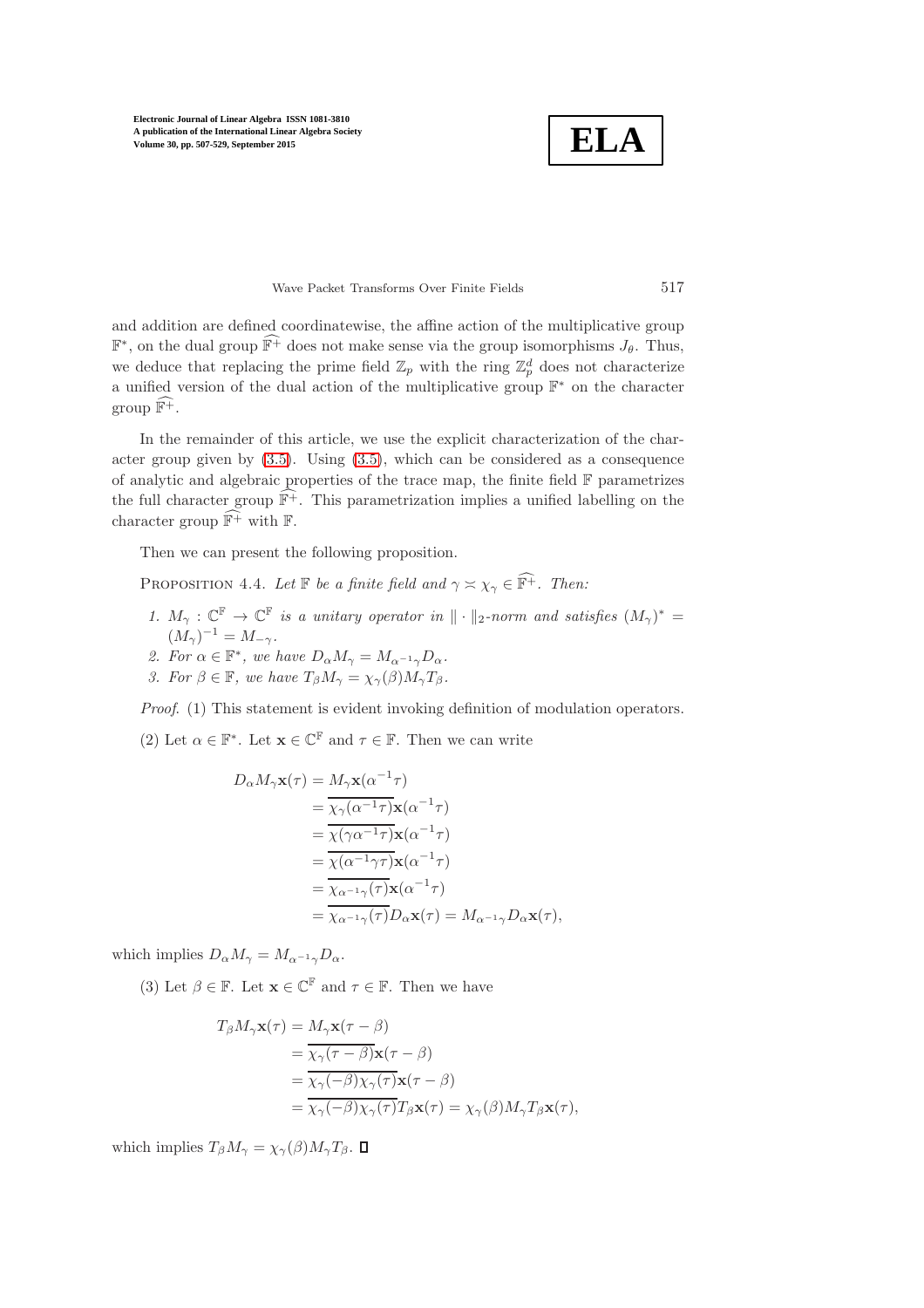and addition are defined coordinatewise, the affine action of the multiplicative group $\mathbb{F}^*$, on the dual group $\widehat{\mathbb{F}^+}$ does not make sense via the group isomorphisms $J_\theta$. Thus, we deduce that replacing the prime field $\mathbb{Z}_p$ with the ring $\mathbb{Z}_p^d$ does not characterize a unified version of the dual action of the multiplicative group $\mathbb{F}^*$ on the character group $\widehat{\mathbb{F}^+}$.

In the remainder of this article, we use the explicit characterization of the character group given by (3.5). Using (3.5), which can be considered as a consequence of analytic and algebraic properties of the trace map, the finite field $\mathbb{F}$ parametrizes the full character group $\widehat{\mathbb{F}^+}$. This parametrization implies a unified labelling on the character group $\widehat{\mathbb{F}^+}$ with $\mathbb{F}$.

Then we can present the following proposition.

Proposition 4.4. *Let $\mathbb{F}$ be a finite field and $\gamma \asymp \chi_\gamma \in \widehat{\mathbb{F}^+}$. Then:*

1. *$M_\gamma : \mathbb{C}^{\mathbb{F}} \to \mathbb{C}^{\mathbb{F}}$ is a unitary operator in $\|\cdot\|_2$-norm and satisfies $(M_\gamma)^* = (M_\gamma)^{-1} = M_{-\gamma}$.*
2. *For $\alpha \in \mathbb{F}^*$, we have $D_\alpha M_\gamma = M_{\alpha^{-1}\gamma} D_\alpha$.*
3. *For $\beta \in \mathbb{F}$, we have $T_\beta M_\gamma = \chi_\gamma(\beta) M_\gamma T_\beta$.*

*Proof.* (1) This statement is evident invoking definition of modulation operators.

(2) Let $\alpha \in \mathbb{F}^*$. Let $\mathbf{x} \in \mathbb{C}^{\mathbb{F}}$ and $\tau \in \mathbb{F}$. Then we can write

$$
\begin{aligned}
D_\alpha M_\gamma \mathbf{x}(\tau) &= M_\gamma \mathbf{x}(\alpha^{-1}\tau) \\
&= \overline{\chi_\gamma(\alpha^{-1}\tau)}\mathbf{x}(\alpha^{-1}\tau) \\
&= \overline{\chi(\gamma\alpha^{-1}\tau)}\mathbf{x}(\alpha^{-1}\tau) \\
&= \overline{\chi(\alpha^{-1}\gamma\tau)}\mathbf{x}(\alpha^{-1}\tau) \\
&= \overline{\chi_{\alpha^{-1}\gamma}(\tau)}\mathbf{x}(\alpha^{-1}\tau) \\
&= \overline{\chi_{\alpha^{-1}\gamma}(\tau)} D_\alpha \mathbf{x}(\tau) = M_{\alpha^{-1}\gamma} D_\alpha \mathbf{x}(\tau),
\end{aligned}
$$

which implies $D_\alpha M_\gamma = M_{\alpha^{-1}\gamma} D_\alpha$.

(3) Let $\beta \in \mathbb{F}$. Let $\mathbf{x} \in \mathbb{C}^{\mathbb{F}}$ and $\tau \in \mathbb{F}$. Then we have

$$
\begin{aligned}
T_\beta M_\gamma \mathbf{x}(\tau) &= M_\gamma \mathbf{x}(\tau - \beta) \\
&= \overline{\chi_\gamma(\tau - \beta)}\mathbf{x}(\tau - \beta) \\
&= \overline{\chi_\gamma(-\beta)\chi_\gamma(\tau)}\mathbf{x}(\tau - \beta) \\
&= \overline{\chi_\gamma(-\beta)\chi_\gamma(\tau)} T_\beta \mathbf{x}(\tau) = \chi_\gamma(\beta) M_\gamma T_\beta \mathbf{x}(\tau),
\end{aligned}
$$

which implies $T_\beta M_\gamma = \chi_\gamma(\beta) M_\gamma T_\beta$. ∎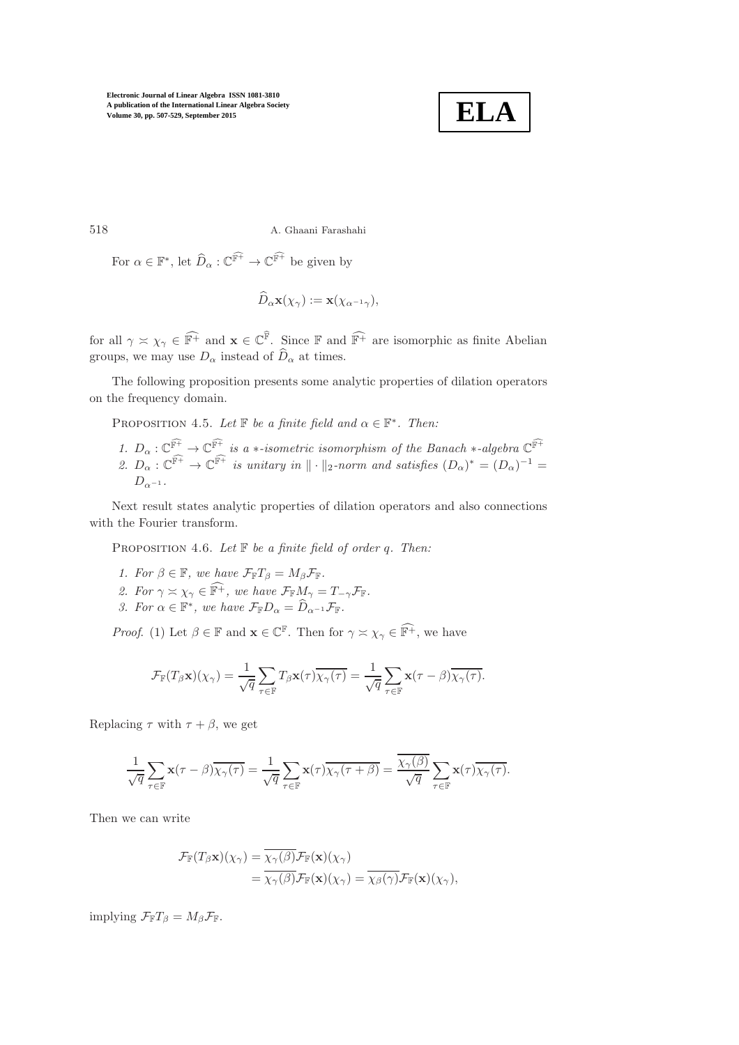For $\alpha \in \mathbb{F}^*$, let $\widehat{D}_\alpha : \mathbb{C}^{\widehat{\mathbb{F}^+}} \to \mathbb{C}^{\widehat{\mathbb{F}^+}}$ be given by

$$\widehat{D}_\alpha \mathbf{x}(\chi_\gamma) := \mathbf{x}(\chi_{\alpha^{-1}\gamma}),$$

for all $\gamma \asymp \chi_\gamma \in \widehat{\mathbb{F}^+}$ and $\mathbf{x} \in \mathbb{C}^{\widehat{\mathbb{F}}}$. Since $\mathbb{F}$ and $\widehat{\mathbb{F}^+}$ are isomorphic as finite Abelian groups, we may use $D_\alpha$ instead of $\widehat{D}_\alpha$ at times.

The following proposition presents some analytic properties of dilation operators on the frequency domain.

PROPOSITION 4.5. *Let $\mathbb{F}$ be a finite field and $\alpha \in \mathbb{F}^*$. Then:*

1. *$D_\alpha : \mathbb{C}^{\widehat{\mathbb{F}^+}} \to \mathbb{C}^{\widehat{\mathbb{F}^+}}$ is a $*$-isometric isomorphism of the Banach $*$-algebra $\mathbb{C}^{\widehat{\mathbb{F}^+}}$*
2. *$D_\alpha : \mathbb{C}^{\widehat{\mathbb{F}^+}} \to \mathbb{C}^{\widehat{\mathbb{F}^+}}$ is unitary in $\|\cdot\|_2$-norm and satisfies $(D_\alpha)^* = (D_\alpha)^{-1} = D_{\alpha^{-1}}$.*

Next result states analytic properties of dilation operators and also connections with the Fourier transform.

PROPOSITION 4.6. *Let $\mathbb{F}$ be a finite field of order $q$. Then:*

1. *For $\beta \in \mathbb{F}$, we have $\mathcal{F}_\mathbb{F} T_\beta = M_\beta \mathcal{F}_\mathbb{F}$.*
2. *For $\gamma \asymp \chi_\gamma \in \widehat{\mathbb{F}^+}$, we have $\mathcal{F}_\mathbb{F} M_\gamma = T_{-\gamma}\mathcal{F}_\mathbb{F}$.*
3. *For $\alpha \in \mathbb{F}^*$, we have $\mathcal{F}_\mathbb{F} D_\alpha = \widehat{D}_{\alpha^{-1}}\mathcal{F}_\mathbb{F}$.*

*Proof.* (1) Let $\beta \in \mathbb{F}$ and $\mathbf{x} \in \mathbb{C}^{\mathbb{F}}$. Then for $\gamma \asymp \chi_\gamma \in \widehat{\mathbb{F}^+}$, we have

$$\mathcal{F}_\mathbb{F}(T_\beta \mathbf{x})(\chi_\gamma) = \frac{1}{\sqrt{q}} \sum_{\tau \in \mathbb{F}} T_\beta \mathbf{x}(\tau)\overline{\chi_\gamma(\tau)} = \frac{1}{\sqrt{q}} \sum_{\tau \in \mathbb{F}} \mathbf{x}(\tau - \beta)\overline{\chi_\gamma(\tau)}.$$

Replacing $\tau$ with $\tau + \beta$, we get

$$\frac{1}{\sqrt{q}} \sum_{\tau \in \mathbb{F}} \mathbf{x}(\tau - \beta)\overline{\chi_\gamma(\tau)} = \frac{1}{\sqrt{q}} \sum_{\tau \in \mathbb{F}} \mathbf{x}(\tau)\overline{\chi_\gamma(\tau + \beta)} = \frac{\overline{\chi_\gamma(\beta)}}{\sqrt{q}} \sum_{\tau \in \mathbb{F}} \mathbf{x}(\tau)\overline{\chi_\gamma(\tau)}.$$

Then we can write

$$\begin{aligned}
\mathcal{F}_\mathbb{F}(T_\beta \mathbf{x})(\chi_\gamma) &= \overline{\chi_\gamma(\beta)}\mathcal{F}_\mathbb{F}(\mathbf{x})(\chi_\gamma) \\
&= \overline{\chi_\gamma(\beta)}\mathcal{F}_\mathbb{F}(\mathbf{x})(\chi_\gamma) = \overline{\chi_\beta(\gamma)}\mathcal{F}_\mathbb{F}(\mathbf{x})(\chi_\gamma),
\end{aligned}$$

implying $\mathcal{F}_\mathbb{F} T_\beta = M_\beta \mathcal{F}_\mathbb{F}$.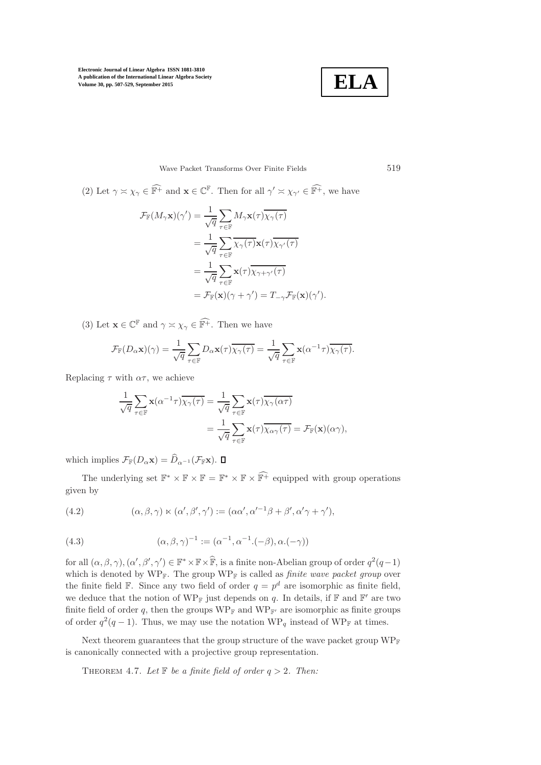(2) Let $\gamma \asymp \chi_\gamma \in \widehat{\mathbb{F}^+}$ and $\mathbf{x} \in \mathbb{C}^{\mathbb{F}}$. Then for all $\gamma' \asymp \chi_{\gamma'} \in \widehat{\mathbb{F}^+}$, we have

$$\begin{aligned}
\mathcal{F}_{\mathbb{F}}(M_\gamma \mathbf{x})(\gamma') &= \frac{1}{\sqrt{q}} \sum_{\tau \in \mathbb{F}} M_\gamma \mathbf{x}(\tau) \overline{\chi_\gamma(\tau)} \\
&= \frac{1}{\sqrt{q}} \sum_{\tau \in \mathbb{F}} \overline{\chi_\gamma(\tau)} \mathbf{x}(\tau) \overline{\chi_{\gamma'}(\tau)} \\
&= \frac{1}{\sqrt{q}} \sum_{\tau \in \mathbb{F}} \mathbf{x}(\tau) \overline{\chi_{\gamma+\gamma'}(\tau)} \\
&= \mathcal{F}_{\mathbb{F}}(\mathbf{x})(\gamma + \gamma') = T_{-\gamma} \mathcal{F}_{\mathbb{F}}(\mathbf{x})(\gamma').
\end{aligned}$$

(3) Let $\mathbf{x} \in \mathbb{C}^{\mathbb{F}}$ and $\gamma \asymp \chi_\gamma \in \widehat{\mathbb{F}^+}$. Then we have

$$\mathcal{F}_{\mathbb{F}}(D_\alpha \mathbf{x})(\gamma) = \frac{1}{\sqrt{q}} \sum_{\tau \in \mathbb{F}} D_\alpha \mathbf{x}(\tau) \overline{\chi_\gamma(\tau)} = \frac{1}{\sqrt{q}} \sum_{\tau \in \mathbb{F}} \mathbf{x}(\alpha^{-1}\tau) \overline{\chi_\gamma(\tau)}.$$

Replacing $\tau$ with $\alpha\tau$, we achieve

$$\begin{aligned}
\frac{1}{\sqrt{q}} \sum_{\tau \in \mathbb{F}} \mathbf{x}(\alpha^{-1}\tau) \overline{\chi_\gamma(\tau)} &= \frac{1}{\sqrt{q}} \sum_{\tau \in \mathbb{F}} \mathbf{x}(\tau) \overline{\chi_\gamma(\alpha\tau)} \\
&= \frac{1}{\sqrt{q}} \sum_{\tau \in \mathbb{F}} \mathbf{x}(\tau) \overline{\chi_{\alpha\gamma}(\tau)} = \mathcal{F}_{\mathbb{F}}(\mathbf{x})(\alpha\gamma),
\end{aligned}$$

which implies $\mathcal{F}_{\mathbb{F}}(D_\alpha \mathbf{x}) = \widehat{D}_{\alpha^{-1}}(\mathcal{F}_{\mathbb{F}} \mathbf{x})$. ∎

The underlying set $\mathbb{F}^* \times \mathbb{F} \times \mathbb{F} = \mathbb{F}^* \times \mathbb{F} \times \widehat{\mathbb{F}^+}$ equipped with group operations given by

$$(\alpha, \beta, \gamma) \ltimes (\alpha', \beta', \gamma') := (\alpha\alpha', \alpha'^{-1}\beta + \beta', \alpha'\gamma + \gamma'), \tag{4.2}$$

$$(\alpha, \beta, \gamma)^{-1} := (\alpha^{-1}, \alpha^{-1}.(-\beta), \alpha.(-\gamma)) \tag{4.3}$$

for all $(\alpha, \beta, \gamma), (\alpha', \beta', \gamma') \in \mathbb{F}^* \times \mathbb{F} \times \widehat{\mathbb{F}}$, is a finite non-Abelian group of order $q^2(q-1)$ which is denoted by $\mathrm{WP}_{\mathbb{F}}$. The group $\mathrm{WP}_{\mathbb{F}}$ is called as *finite wave packet group* over the finite field $\mathbb{F}$. Since any two field of order $q = p^d$ are isomorphic as finite field, we deduce that the notion of $\mathrm{WP}_{\mathbb{F}}$ just depends on $q$. In details, if $\mathbb{F}$ and $\mathbb{F}'$ are two finite field of order $q$, then the groups $\mathrm{WP}_{\mathbb{F}}$ and $\mathrm{WP}_{\mathbb{F}'}$ are isomorphic as finite groups of order $q^2(q-1)$. Thus, we may use the notation $\mathrm{WP}_q$ instead of $\mathrm{WP}_{\mathbb{F}}$ at times.

Next theorem guarantees that the group structure of the wave packet group $\mathrm{WP}_{\mathbb{F}}$ is canonically connected with a projective group representation.

THEOREM 4.7. *Let $\mathbb{F}$ be a finite field of order $q > 2$. Then:*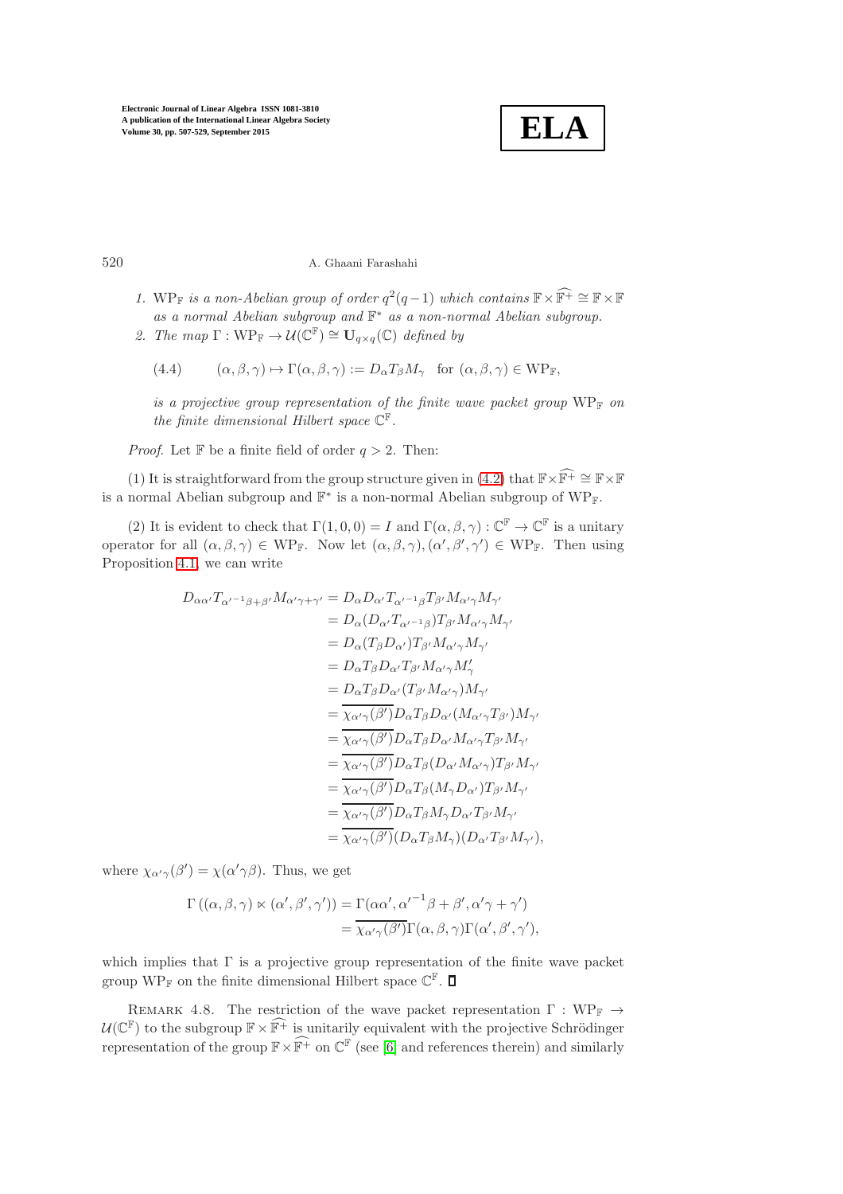1. $\mathrm{WP}_{\mathbb{F}}$ *is a non-Abelian group of order* $q^2(q-1)$ *which contains* $\mathbb{F}\times\widehat{\mathbb{F}^+}\cong\mathbb{F}\times\mathbb{F}$ *as a normal Abelian subgroup and* $\mathbb{F}^*$ *as a non-normal Abelian subgroup.*
2. *The map* $\Gamma:\mathrm{WP}_{\mathbb{F}}\to\mathcal{U}(\mathbb{C}^{\mathbb{F}})\cong\mathbf{U}_{q\times q}(\mathbb{C})$ *defined by*

$$(4.4)\qquad (\alpha,\beta,\gamma)\mapsto\Gamma(\alpha,\beta,\gamma):=D_\alpha T_\beta M_\gamma\quad\text{for }(\alpha,\beta,\gamma)\in\mathrm{WP}_{\mathbb{F}},$$

*is a projective group representation of the finite wave packet group* $\mathrm{WP}_{\mathbb{F}}$ *on the finite dimensional Hilbert space* $\mathbb{C}^{\mathbb{F}}$.

*Proof.* Let $\mathbb{F}$ be a finite field of order $q>2$. Then:

(1) It is straightforward from the group structure given in (4.2) that $\mathbb{F}\times\widehat{\mathbb{F}^+}\cong\mathbb{F}\times\mathbb{F}$ is a normal Abelian subgroup and $\mathbb{F}^*$ is a non-normal Abelian subgroup of $\mathrm{WP}_{\mathbb{F}}$.

(2) It is evident to check that $\Gamma(1,0,0)=I$ and $\Gamma(\alpha,\beta,\gamma):\mathbb{C}^{\mathbb{F}}\to\mathbb{C}^{\mathbb{F}}$ is a unitary operator for all $(\alpha,\beta,\gamma)\in\mathrm{WP}_{\mathbb{F}}$. Now let $(\alpha,\beta,\gamma),(\alpha',\beta',\gamma')\in\mathrm{WP}_{\mathbb{F}}$. Then using Proposition 4.1, we can write

$$\begin{aligned}
D_{\alpha\alpha'}T_{\alpha'^{-1}\beta+\beta'}M_{\alpha'\gamma+\gamma'} &= D_\alpha D_{\alpha'}T_{\alpha'^{-1}\beta}T_{\beta'}M_{\alpha'\gamma}M_{\gamma'}\\
&= D_\alpha(D_{\alpha'}T_{\alpha'^{-1}\beta})T_{\beta'}M_{\alpha'\gamma}M_{\gamma'}\\
&= D_\alpha(T_\beta D_{\alpha'})T_{\beta'}M_{\alpha'\gamma}M_{\gamma'}\\
&= D_\alpha T_\beta D_{\alpha'}T_{\beta'}M_{\alpha'\gamma}M'_\gamma\\
&= D_\alpha T_\beta D_{\alpha'}(T_{\beta'}M_{\alpha'\gamma})M_{\gamma'}\\
&= \overline{\chi_{\alpha'\gamma}(\beta')}D_\alpha T_\beta D_{\alpha'}(M_{\alpha'\gamma}T_{\beta'})M_{\gamma'}\\
&= \overline{\chi_{\alpha'\gamma}(\beta')}D_\alpha T_\beta D_{\alpha'}M_{\alpha'\gamma}T_{\beta'}M_{\gamma'}\\
&= \overline{\chi_{\alpha'\gamma}(\beta')}D_\alpha T_\beta(D_{\alpha'}M_{\alpha'\gamma})T_{\beta'}M_{\gamma'}\\
&= \overline{\chi_{\alpha'\gamma}(\beta')}D_\alpha T_\beta(M_\gamma D_{\alpha'})T_{\beta'}M_{\gamma'}\\
&= \overline{\chi_{\alpha'\gamma}(\beta')}D_\alpha T_\beta M_\gamma D_{\alpha'}T_{\beta'}M_{\gamma'}\\
&= \overline{\chi_{\alpha'\gamma}(\beta')}(D_\alpha T_\beta M_\gamma)(D_{\alpha'}T_{\beta'}M_{\gamma'}),
\end{aligned}$$

where $\chi_{\alpha'\gamma}(\beta')=\chi(\alpha'\gamma\beta)$. Thus, we get

$$\begin{aligned}
\Gamma\left((\alpha,\beta,\gamma)\ltimes(\alpha',\beta',\gamma')\right) &= \Gamma(\alpha\alpha',{\alpha'}^{-1}\beta+\beta',\alpha'\gamma+\gamma')\\
&= \overline{\chi_{\alpha'\gamma}(\beta')}\Gamma(\alpha,\beta,\gamma)\Gamma(\alpha',\beta',\gamma'),
\end{aligned}$$

which implies that $\Gamma$ is a projective group representation of the finite wave packet group $\mathrm{WP}_{\mathbb{F}}$ on the finite dimensional Hilbert space $\mathbb{C}^{\mathbb{F}}$. ∎

Remark 4.8. The restriction of the wave packet representation $\Gamma:\mathrm{WP}_{\mathbb{F}}\to\mathcal{U}(\mathbb{C}^{\mathbb{F}})$ to the subgroup $\mathbb{F}\times\widehat{\mathbb{F}^+}$ is unitarily equivalent with the projective Schrödinger representation of the group $\mathbb{F}\times\widehat{\mathbb{F}^+}$ on $\mathbb{C}^{\mathbb{F}}$ (see [6] and references therein) and similarly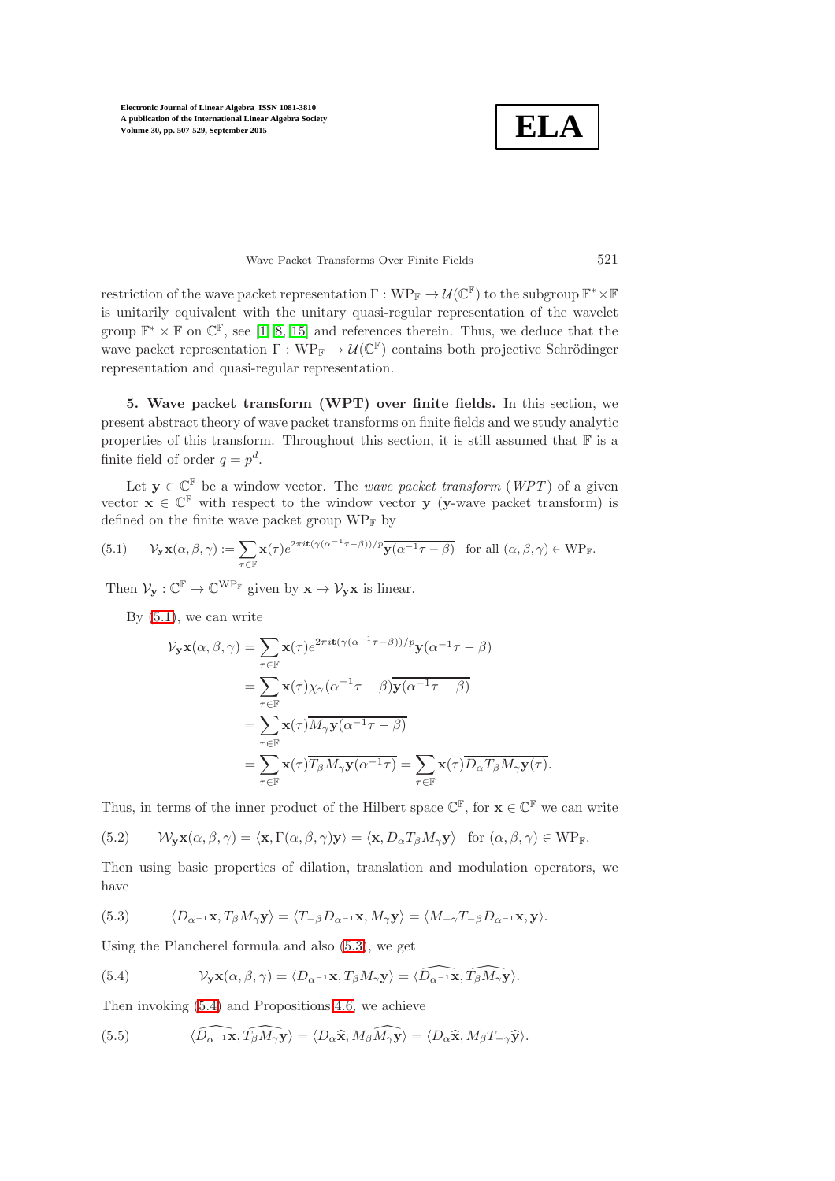restriction of the wave packet representation $\Gamma : \mathrm{WP}_{\mathbb{F}} \to \mathcal{U}(\mathbb{C}^{\mathbb{F}})$ to the subgroup $\mathbb{F}^* \times \mathbb{F}$ is unitarily equivalent with the unitary quasi-regular representation of the wavelet group $\mathbb{F}^* \times \mathbb{F}$ on $\mathbb{C}^{\mathbb{F}}$, see [1, 8, 15] and references therein. Thus, we deduce that the wave packet representation $\Gamma : \mathrm{WP}_{\mathbb{F}} \to \mathcal{U}(\mathbb{C}^{\mathbb{F}})$ contains both projective Schrödinger representation and quasi-regular representation.

**5. Wave packet transform (WPT) over finite fields.** In this section, we present abstract theory of wave packet transforms on finite fields and we study analytic properties of this transform. Throughout this section, it is still assumed that $\mathbb{F}$ is a finite field of order $q = p^d$.

Let $\mathbf{y} \in \mathbb{C}^{\mathbb{F}}$ be a window vector. The *wave packet transform* (*WPT*) of a given vector $\mathbf{x} \in \mathbb{C}^{\mathbb{F}}$ with respect to the window vector $\mathbf{y}$ ($\mathbf{y}$-wave packet transform) is defined on the finite wave packet group $\mathrm{WP}_{\mathbb{F}}$ by

$$
(5.1) \qquad \mathcal{V}_{\mathbf{y}}\mathbf{x}(\alpha,\beta,\gamma) := \sum_{\tau\in\mathbb{F}} \mathbf{x}(\tau) e^{2\pi i \mathbf{t}(\gamma(\alpha^{-1}\tau-\beta))/p}\overline{\mathbf{y}(\alpha^{-1}\tau-\beta)} \quad \text{for all } (\alpha,\beta,\gamma) \in \mathrm{WP}_{\mathbb{F}}.
$$

Then $\mathcal{V}_{\mathbf{y}} : \mathbb{C}^{\mathbb{F}} \to \mathbb{C}^{\mathrm{WP}_{\mathbb{F}}}$ given by $\mathbf{x} \mapsto \mathcal{V}_{\mathbf{y}}\mathbf{x}$ is linear.

By (5.1), we can write

$$
\begin{aligned}
\mathcal{V}_{\mathbf{y}}\mathbf{x}(\alpha,\beta,\gamma) &= \sum_{\tau\in\mathbb{F}} \mathbf{x}(\tau) e^{2\pi i \mathbf{t}(\gamma(\alpha^{-1}\tau-\beta))/p}\overline{\mathbf{y}(\alpha^{-1}\tau-\beta)} \\
&= \sum_{\tau\in\mathbb{F}} \mathbf{x}(\tau)\chi_\gamma(\alpha^{-1}\tau-\beta)\overline{\mathbf{y}(\alpha^{-1}\tau-\beta)} \\
&= \sum_{\tau\in\mathbb{F}} \mathbf{x}(\tau)\overline{M_\gamma\mathbf{y}(\alpha^{-1}\tau-\beta)} \\
&= \sum_{\tau\in\mathbb{F}} \mathbf{x}(\tau)\overline{T_\beta M_\gamma\mathbf{y}(\alpha^{-1}\tau)} = \sum_{\tau\in\mathbb{F}} \mathbf{x}(\tau)\overline{D_\alpha T_\beta M_\gamma\mathbf{y}(\tau)}.
\end{aligned}
$$

Thus, in terms of the inner product of the Hilbert space $\mathbb{C}^{\mathbb{F}}$, for $\mathbf{x} \in \mathbb{C}^{\mathbb{F}}$ we can write

$$
(5.2) \qquad \mathcal{W}_{\mathbf{y}}\mathbf{x}(\alpha,\beta,\gamma) = \langle \mathbf{x}, \Gamma(\alpha,\beta,\gamma)\mathbf{y}\rangle = \langle \mathbf{x}, D_\alpha T_\beta M_\gamma \mathbf{y}\rangle \quad \text{for } (\alpha,\beta,\gamma) \in \mathrm{WP}_{\mathbb{F}}.
$$

Then using basic properties of dilation, translation and modulation operators, we have

$$
(5.3) \qquad \langle D_{\alpha^{-1}}\mathbf{x}, T_\beta M_\gamma \mathbf{y}\rangle = \langle T_{-\beta}D_{\alpha^{-1}}\mathbf{x}, M_\gamma \mathbf{y}\rangle = \langle M_{-\gamma}T_{-\beta}D_{\alpha^{-1}}\mathbf{x}, \mathbf{y}\rangle.
$$

Using the Plancherel formula and also (5.3), we get

$$
(5.4) \qquad \mathcal{V}_{\mathbf{y}}\mathbf{x}(\alpha,\beta,\gamma) = \langle D_{\alpha^{-1}}\mathbf{x}, T_\beta M_\gamma \mathbf{y}\rangle = \langle \widehat{D_{\alpha^{-1}}\mathbf{x}}, \widehat{T_\beta M_\gamma \mathbf{y}}\rangle.
$$

Then invoking (5.4) and Propositions 4.6, we achieve

$$
(5.5) \qquad \langle \widehat{D_{\alpha^{-1}}\mathbf{x}}, \widehat{T_\beta M_\gamma \mathbf{y}}\rangle = \langle D_\alpha\widehat{\mathbf{x}}, M_\beta\widehat{M_\gamma \mathbf{y}}\rangle = \langle D_\alpha\widehat{\mathbf{x}}, M_\beta T_{-\gamma}\widehat{\mathbf{y}}\rangle.
$$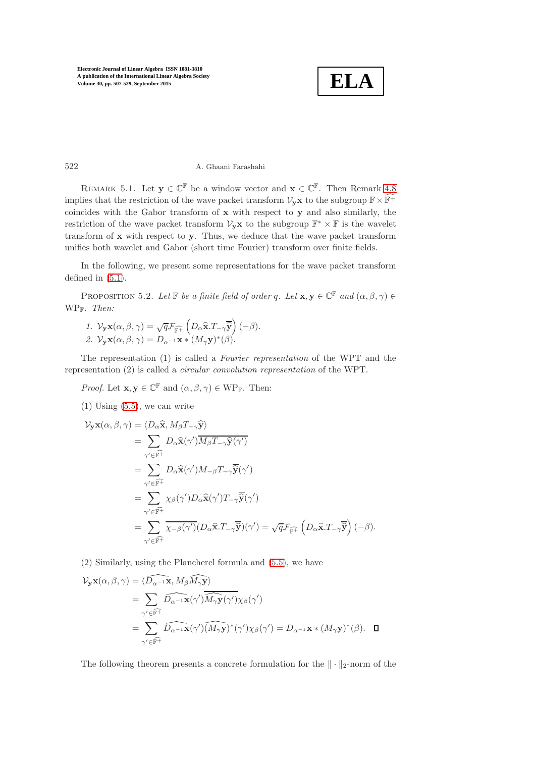Remark 5.1. Let $\mathbf{y} \in \mathbb{C}^{\mathbb{F}}$ be a window vector and $\mathbf{x} \in \mathbb{C}^{\mathbb{F}}$. Then Remark 4.8 implies that the restriction of the wave packet transform $\mathcal{V}_{\mathbf{y}}\mathbf{x}$ to the subgroup $\mathbb{F} \times \widehat{\mathbb{F}^{+}}$ coincides with the Gabor transform of $\mathbf{x}$ with respect to $\mathbf{y}$ and also similarly, the restriction of the wave packet transform $\mathcal{V}_{\mathbf{y}}\mathbf{x}$ to the subgroup $\mathbb{F}^{*} \times \mathbb{F}$ is the wavelet transform of $\mathbf{x}$ with respect to $\mathbf{y}$. Thus, we deduce that the wave packet transform unifies both wavelet and Gabor (short time Fourier) transform over finite fields.

In the following, we present some representations for the wave packet transform defined in (5.1).

Proposition 5.2. *Let $\mathbb{F}$ be a finite field of order $q$. Let $\mathbf{x}, \mathbf{y} \in \mathbb{C}^{\mathbb{F}}$ and $(\alpha, \beta, \gamma) \in \mathrm{WP}_{\mathbb{F}}$. Then:*

1. $\mathcal{V}_{\mathbf{y}}\mathbf{x}(\alpha, \beta, \gamma) = \sqrt{q}\mathcal{F}_{\widehat{\mathbb{F}^{+}}}\left(D_{\alpha}\widehat{\mathbf{x}}.T_{-\gamma}\overline{\widehat{\mathbf{y}}}\right)(-\beta)$.
2. $\mathcal{V}_{\mathbf{y}}\mathbf{x}(\alpha, \beta, \gamma) = D_{\alpha^{-1}}\mathbf{x} * (M_{\gamma}\mathbf{y})^{*}(\beta)$.

The representation (1) is called a *Fourier representation* of the WPT and the representation (2) is called a *circular convolution representation* of the WPT.

*Proof.* Let $\mathbf{x}, \mathbf{y} \in \mathbb{C}^{\mathbb{F}}$ and $(\alpha, \beta, \gamma) \in \mathrm{WP}_{\mathbb{F}}$. Then:

(1) Using (5.5), we can write

$$
\begin{aligned}
\mathcal{V}_{\mathbf{y}}\mathbf{x}(\alpha, \beta, \gamma) &= \langle D_{\alpha}\widehat{\mathbf{x}}, M_{\beta}T_{-\gamma}\widehat{\mathbf{y}}\rangle \\
&= \sum_{\gamma' \in \widehat{\mathbb{F}^{+}}} D_{\alpha}\widehat{\mathbf{x}}(\gamma')\overline{M_{\beta}T_{-\gamma}\widehat{\mathbf{y}}(\gamma')} \\
&= \sum_{\gamma' \in \widehat{\mathbb{F}^{+}}} D_{\alpha}\widehat{\mathbf{x}}(\gamma')M_{-\beta}T_{-\gamma}\overline{\widehat{\mathbf{y}}}(\gamma') \\
&= \sum_{\gamma' \in \widehat{\mathbb{F}^{+}}} \chi_{\beta}(\gamma')D_{\alpha}\widehat{\mathbf{x}}(\gamma')T_{-\gamma}\overline{\widehat{\mathbf{y}}}(\gamma') \\
&= \sum_{\gamma' \in \widehat{\mathbb{F}^{+}}} \overline{\chi_{-\beta}(\gamma')}(D_{\alpha}\widehat{\mathbf{x}}.T_{-\gamma}\overline{\widehat{\mathbf{y}}})(\gamma') = \sqrt{q}\mathcal{F}_{\widehat{\mathbb{F}^{+}}}\left(D_{\alpha}\widehat{\mathbf{x}}.T_{-\gamma}\overline{\widehat{\mathbf{y}}}\right)(-\beta).
\end{aligned}
$$

(2) Similarly, using the Plancherel formula and (5.5), we have

$$
\begin{aligned}
\mathcal{V}_{\mathbf{y}}\mathbf{x}(\alpha, \beta, \gamma) &= \langle \widehat{D_{\alpha^{-1}}\mathbf{x}}, M_{\beta}\widehat{M_{\gamma}\mathbf{y}}\rangle \\
&= \sum_{\gamma' \in \widehat{\mathbb{F}^{+}}} \widehat{D_{\alpha^{-1}}\mathbf{x}}(\gamma')\overline{\widehat{M_{\gamma}\mathbf{y}}(\gamma')}\chi_{\beta}(\gamma') \\
&= \sum_{\gamma' \in \widehat{\mathbb{F}^{+}}} \widehat{D_{\alpha^{-1}}\mathbf{x}}(\gamma')\widehat{(M_{\gamma}\mathbf{y})^{*}}(\gamma')\chi_{\beta}(\gamma') = D_{\alpha^{-1}}\mathbf{x} * (M_{\gamma}\mathbf{y})^{*}(\beta). \quad \square
\end{aligned}
$$

The following theorem presents a concrete formulation for the $\|\cdot\|_2$-norm of the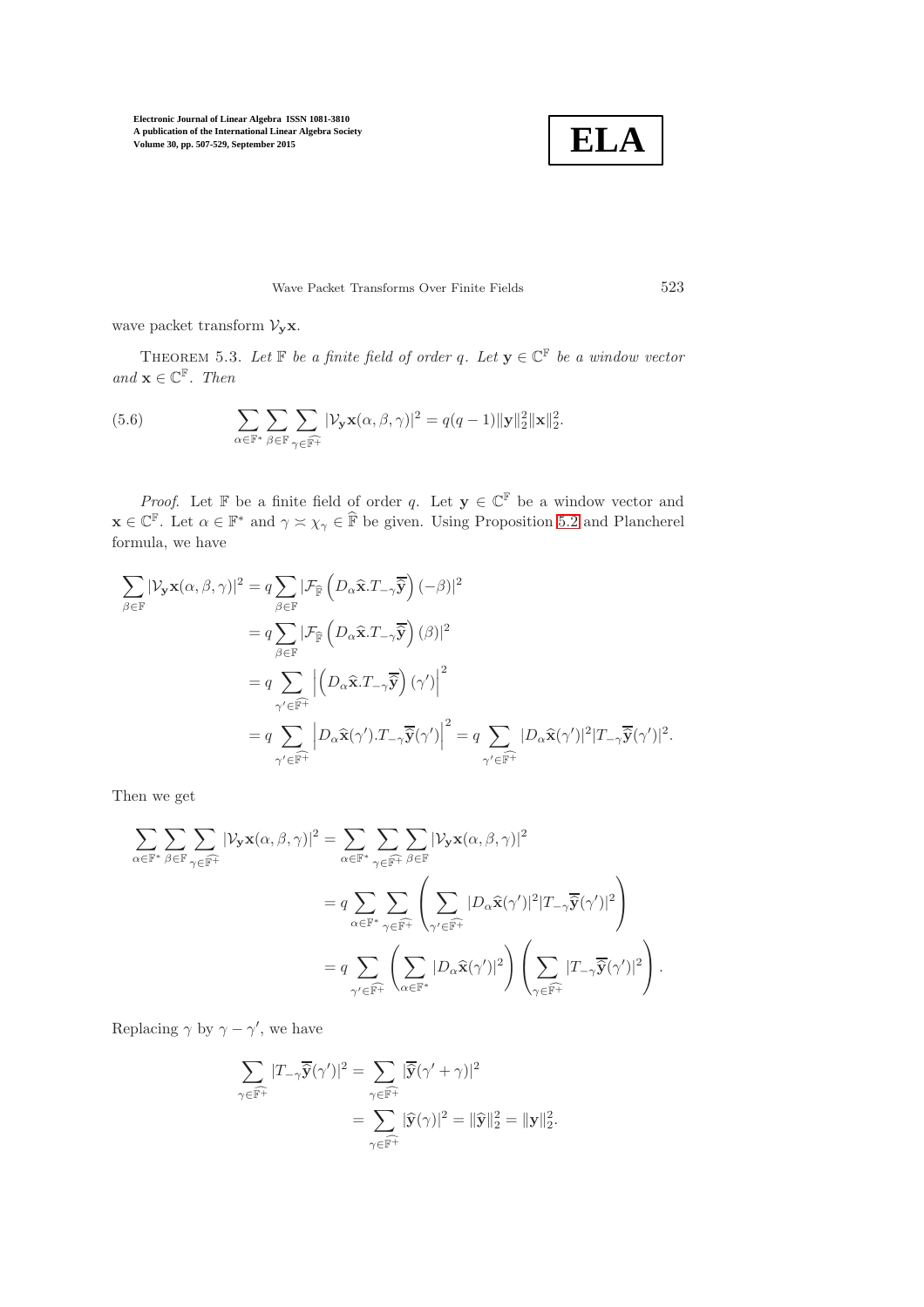wave packet transform $\mathcal{V}_{\mathbf{y}}\mathbf{x}$.

THEOREM 5.3. *Let $\mathbb{F}$ be a finite field of order $q$. Let $\mathbf{y} \in \mathbb{C}^{\mathbb{F}}$ be a window vector and $\mathbf{x} \in \mathbb{C}^{\mathbb{F}}$. Then*

$$\sum_{\alpha \in \mathbb{F}^*} \sum_{\beta \in \mathbb{F}} \sum_{\gamma \in \widehat{\mathbb{F}^+}} |\mathcal{V}_{\mathbf{y}}\mathbf{x}(\alpha, \beta, \gamma)|^2 = q(q-1)\|\mathbf{y}\|_2^2 \|\mathbf{x}\|_2^2. \tag{5.6}$$

*Proof.* Let $\mathbb{F}$ be a finite field of order $q$. Let $\mathbf{y} \in \mathbb{C}^{\mathbb{F}}$ be a window vector and $\mathbf{x} \in \mathbb{C}^{\mathbb{F}}$. Let $\alpha \in \mathbb{F}^*$ and $\gamma \asymp \chi_\gamma \in \widehat{\mathbb{F}}$ be given. Using Proposition 5.2 and Plancherel formula, we have

$$\begin{aligned}
\sum_{\beta \in \mathbb{F}} |\mathcal{V}_{\mathbf{y}}\mathbf{x}(\alpha, \beta, \gamma)|^2 &= q \sum_{\beta \in \mathbb{F}} |\mathcal{F}_{\widehat{\mathbb{F}}}\left(D_\alpha \widehat{\mathbf{x}}.T_{-\gamma}\overline{\widehat{\mathbf{y}}}\right)(-\beta)|^2 \\
&= q \sum_{\beta \in \mathbb{F}} |\mathcal{F}_{\widehat{\mathbb{F}}}\left(D_\alpha \widehat{\mathbf{x}}.T_{-\gamma}\overline{\widehat{\mathbf{y}}}\right)(\beta)|^2 \\
&= q \sum_{\gamma' \in \widehat{\mathbb{F}^+}} \left|\left(D_\alpha \widehat{\mathbf{x}}.T_{-\gamma}\overline{\widehat{\mathbf{y}}}\right)(\gamma')\right|^2 \\
&= q \sum_{\gamma' \in \widehat{\mathbb{F}^+}} \left|D_\alpha \widehat{\mathbf{x}}(\gamma').T_{-\gamma}\overline{\widehat{\mathbf{y}}}(\gamma')\right|^2 = q \sum_{\gamma' \in \widehat{\mathbb{F}^+}} |D_\alpha \widehat{\mathbf{x}}(\gamma')|^2 |T_{-\gamma}\overline{\widehat{\mathbf{y}}}(\gamma')|^2.
\end{aligned}$$

Then we get

$$\begin{aligned}
\sum_{\alpha \in \mathbb{F}^*} \sum_{\beta \in \mathbb{F}} \sum_{\gamma \in \widehat{\mathbb{F}^+}} |\mathcal{V}_{\mathbf{y}}\mathbf{x}(\alpha, \beta, \gamma)|^2 &= \sum_{\alpha \in \mathbb{F}^*} \sum_{\gamma \in \widehat{\mathbb{F}^+}} \sum_{\beta \in \mathbb{F}} |\mathcal{V}_{\mathbf{y}}\mathbf{x}(\alpha, \beta, \gamma)|^2 \\
&= q \sum_{\alpha \in \mathbb{F}^*} \sum_{\gamma \in \widehat{\mathbb{F}^+}} \left( \sum_{\gamma' \in \widehat{\mathbb{F}^+}} |D_\alpha \widehat{\mathbf{x}}(\gamma')|^2 |T_{-\gamma}\overline{\widehat{\mathbf{y}}}(\gamma')|^2 \right) \\
&= q \sum_{\gamma' \in \widehat{\mathbb{F}^+}} \left( \sum_{\alpha \in \mathbb{F}^*} |D_\alpha \widehat{\mathbf{x}}(\gamma')|^2 \right) \left( \sum_{\gamma \in \widehat{\mathbb{F}^+}} |T_{-\gamma}\overline{\widehat{\mathbf{y}}}(\gamma')|^2 \right).
\end{aligned}$$

Replacing $\gamma$ by $\gamma - \gamma'$, we have

$$\begin{aligned}
\sum_{\gamma \in \widehat{\mathbb{F}^+}} |T_{-\gamma}\overline{\widehat{\mathbf{y}}}(\gamma')|^2 &= \sum_{\gamma \in \widehat{\mathbb{F}^+}} |\overline{\widehat{\mathbf{y}}}(\gamma' + \gamma)|^2 \\
&= \sum_{\gamma \in \widehat{\mathbb{F}^+}} |\widehat{\mathbf{y}}(\gamma)|^2 = \|\widehat{\mathbf{y}}\|_2^2 = \|\mathbf{y}\|_2^2.
\end{aligned}$$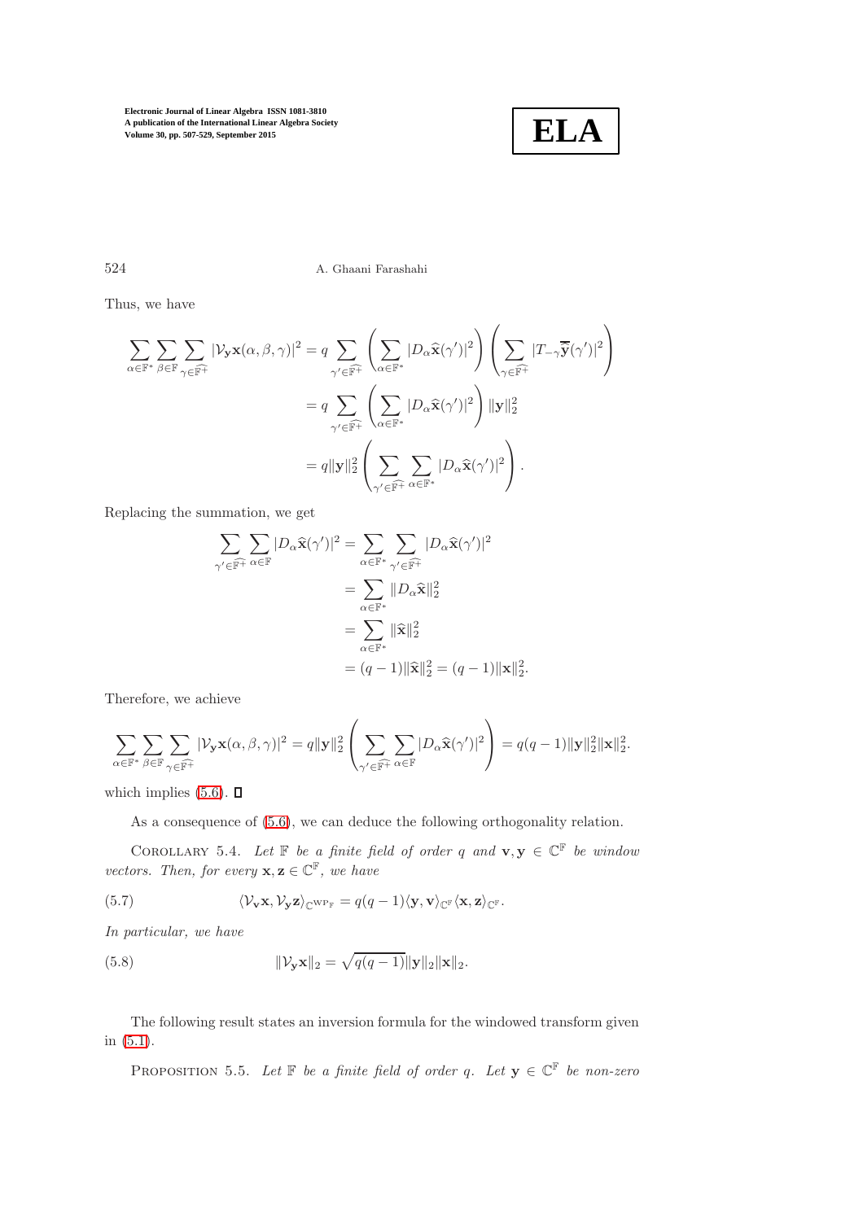Thus, we have

$$
\begin{aligned}
\sum_{\alpha\in\mathbb{F}^*}\sum_{\beta\in\mathbb{F}}\sum_{\gamma\in\widehat{\mathbb{F}^+}}|\mathcal{V}_{\mathbf{y}}\mathbf{x}(\alpha,\beta,\gamma)|^2 &= q\sum_{\gamma'\in\widehat{\mathbb{F}^+}}\left(\sum_{\alpha\in\mathbb{F}^*}|D_\alpha\widehat{\mathbf{x}}(\gamma')|^2\right)\left(\sum_{\gamma\in\widehat{\mathbb{F}^+}}|T_{-\gamma}\widehat{\overline{\mathbf{y}}}(\gamma')|^2\right)\\
&= q\sum_{\gamma'\in\widehat{\mathbb{F}^+}}\left(\sum_{\alpha\in\mathbb{F}^*}|D_\alpha\widehat{\mathbf{x}}(\gamma')|^2\right)\|\mathbf{y}\|_2^2\\
&= q\|\mathbf{y}\|_2^2\left(\sum_{\gamma'\in\widehat{\mathbb{F}^+}}\sum_{\alpha\in\mathbb{F}^*}|D_\alpha\widehat{\mathbf{x}}(\gamma')|^2\right).
\end{aligned}
$$

Replacing the summation, we get

$$
\begin{aligned}
\sum_{\gamma'\in\widehat{\mathbb{F}^+}}\sum_{\alpha\in\mathbb{F}}|D_\alpha\widehat{\mathbf{x}}(\gamma')|^2 &= \sum_{\alpha\in\mathbb{F}^*}\sum_{\gamma'\in\widehat{\mathbb{F}^+}}|D_\alpha\widehat{\mathbf{x}}(\gamma')|^2\\
&= \sum_{\alpha\in\mathbb{F}^*}\|D_\alpha\widehat{\mathbf{x}}\|_2^2\\
&= \sum_{\alpha\in\mathbb{F}^*}\|\widehat{\mathbf{x}}\|_2^2\\
&= (q-1)\|\widehat{\mathbf{x}}\|_2^2 = (q-1)\|\mathbf{x}\|_2^2.
\end{aligned}
$$

Therefore, we achieve

$$
\sum_{\alpha\in\mathbb{F}^*}\sum_{\beta\in\mathbb{F}}\sum_{\gamma\in\widehat{\mathbb{F}^+}}|\mathcal{V}_{\mathbf{y}}\mathbf{x}(\alpha,\beta,\gamma)|^2 = q\|\mathbf{y}\|_2^2\left(\sum_{\gamma'\in\widehat{\mathbb{F}^+}}\sum_{\alpha\in\mathbb{F}}|D_\alpha\widehat{\mathbf{x}}(\gamma')|^2\right) = q(q-1)\|\mathbf{y}\|_2^2\|\mathbf{x}\|_2^2.
$$

which implies (5.6). ∎

As a consequence of (5.6), we can deduce the following orthogonality relation.

COROLLARY 5.4. *Let $\mathbb{F}$ be a finite field of order $q$ and $\mathbf{v},\mathbf{y}\in\mathbb{C}^{\mathbb{F}}$ be window vectors. Then, for every $\mathbf{x},\mathbf{z}\in\mathbb{C}^{\mathbb{F}}$, we have*

$$
\langle\mathcal{V}_{\mathbf{v}}\mathbf{x},\mathcal{V}_{\mathbf{y}}\mathbf{z}\rangle_{\mathbb{C}^{\mathrm{WP}_{\mathbb{F}}}} = q(q-1)\langle\mathbf{y},\mathbf{v}\rangle_{\mathbb{C}^{\mathbb{F}}}\langle\mathbf{x},\mathbf{z}\rangle_{\mathbb{C}^{\mathbb{F}}}. \tag{5.7}
$$

*In particular, we have*

$$
\|\mathcal{V}_{\mathbf{y}}\mathbf{x}\|_2 = \sqrt{q(q-1)}\|\mathbf{y}\|_2\|\mathbf{x}\|_2. \tag{5.8}
$$

The following result states an inversion formula for the windowed transform given in (5.1).

PROPOSITION 5.5. *Let $\mathbb{F}$ be a finite field of order $q$. Let $\mathbf{y}\in\mathbb{C}^{\mathbb{F}}$ be non-zero*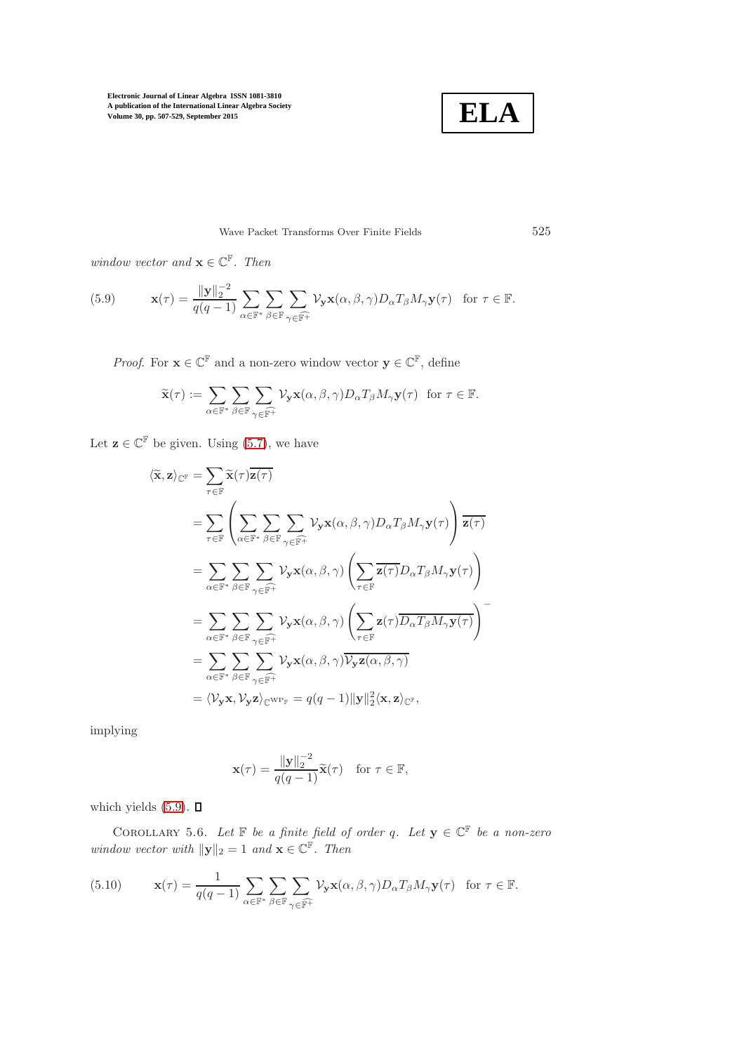*window vector and* $\mathbf{x} \in \mathbb{C}^{\mathbb{F}}$*. Then*

$$
\mathbf{x}(\tau) = \frac{\|\mathbf{y}\|_2^{-2}}{q(q-1)} \sum_{\alpha \in \mathbb{F}^*} \sum_{\beta \in \mathbb{F}} \sum_{\gamma \in \widehat{\mathbb{F}^+}} \mathcal{V}_{\mathbf{y}}\mathbf{x}(\alpha,\beta,\gamma) D_\alpha T_\beta M_\gamma \mathbf{y}(\tau) \quad \text{for } \tau \in \mathbb{F}. \tag{5.9}
$$

*Proof*. For $\mathbf{x} \in \mathbb{C}^{\mathbb{F}}$ and a non-zero window vector $\mathbf{y} \in \mathbb{C}^{\mathbb{F}}$, define

$$
\widetilde{\mathbf{x}}(\tau) := \sum_{\alpha \in \mathbb{F}^*} \sum_{\beta \in \mathbb{F}} \sum_{\gamma \in \widehat{\mathbb{F}^+}} \mathcal{V}_{\mathbf{y}}\mathbf{x}(\alpha,\beta,\gamma) D_\alpha T_\beta M_\gamma \mathbf{y}(\tau) \quad \text{for } \tau \in \mathbb{F}.
$$

Let $\mathbf{z} \in \mathbb{C}^{\mathbb{F}}$ be given. Using (5.7), we have

$$
\begin{aligned}
\langle \widetilde{\mathbf{x}}, \mathbf{z} \rangle_{\mathbb{C}^{\mathbb{F}}} &= \sum_{\tau \in \mathbb{F}} \widetilde{\mathbf{x}}(\tau) \overline{\mathbf{z}(\tau)} \\
&= \sum_{\tau \in \mathbb{F}} \left( \sum_{\alpha \in \mathbb{F}^*} \sum_{\beta \in \mathbb{F}} \sum_{\gamma \in \widehat{\mathbb{F}^+}} \mathcal{V}_{\mathbf{y}}\mathbf{x}(\alpha,\beta,\gamma) D_\alpha T_\beta M_\gamma \mathbf{y}(\tau) \right) \overline{\mathbf{z}(\tau)} \\
&= \sum_{\alpha \in \mathbb{F}^*} \sum_{\beta \in \mathbb{F}} \sum_{\gamma \in \widehat{\mathbb{F}^+}} \mathcal{V}_{\mathbf{y}}\mathbf{x}(\alpha,\beta,\gamma) \left( \sum_{\tau \in \mathbb{F}} \overline{\mathbf{z}(\tau)} D_\alpha T_\beta M_\gamma \mathbf{y}(\tau) \right) \\
&= \sum_{\alpha \in \mathbb{F}^*} \sum_{\beta \in \mathbb{F}} \sum_{\gamma \in \widehat{\mathbb{F}^+}} \mathcal{V}_{\mathbf{y}}\mathbf{x}(\alpha,\beta,\gamma) \left( \sum_{\tau \in \mathbb{F}} \mathbf{z}(\tau) \overline{D_\alpha T_\beta M_\gamma \mathbf{y}(\tau)} \right)^{-} \\
&= \sum_{\alpha \in \mathbb{F}^*} \sum_{\beta \in \mathbb{F}} \sum_{\gamma \in \widehat{\mathbb{F}^+}} \mathcal{V}_{\mathbf{y}}\mathbf{x}(\alpha,\beta,\gamma) \overline{\mathcal{V}_{\mathbf{y}}\mathbf{z}(\alpha,\beta,\gamma)} \\
&= \langle \mathcal{V}_{\mathbf{y}}\mathbf{x}, \mathcal{V}_{\mathbf{y}}\mathbf{z} \rangle_{\mathbb{C}^{\mathrm{WP}_{\mathbb{F}}}} = q(q-1)\|\mathbf{y}\|_2^2 \langle \mathbf{x}, \mathbf{z} \rangle_{\mathbb{C}^{\mathbb{F}}},
\end{aligned}
$$

implying

$$
\mathbf{x}(\tau) = \frac{\|\mathbf{y}\|_2^{-2}}{q(q-1)} \widetilde{\mathbf{x}}(\tau) \quad \text{for } \tau \in \mathbb{F},
$$

which yields (5.9). ∎

Corollary 5.6. *Let* $\mathbb{F}$ *be a finite field of order* $q$*. Let* $\mathbf{y} \in \mathbb{C}^{\mathbb{F}}$ *be a non-zero window vector with* $\|\mathbf{y}\|_2 = 1$ *and* $\mathbf{x} \in \mathbb{C}^{\mathbb{F}}$*. Then*

$$
\mathbf{x}(\tau) = \frac{1}{q(q-1)} \sum_{\alpha \in \mathbb{F}^*} \sum_{\beta \in \mathbb{F}} \sum_{\gamma \in \widehat{\mathbb{F}^+}} \mathcal{V}_{\mathbf{y}}\mathbf{x}(\alpha,\beta,\gamma) D_\alpha T_\beta M_\gamma \mathbf{y}(\tau) \quad \text{for } \tau \in \mathbb{F}. \tag{5.10}
$$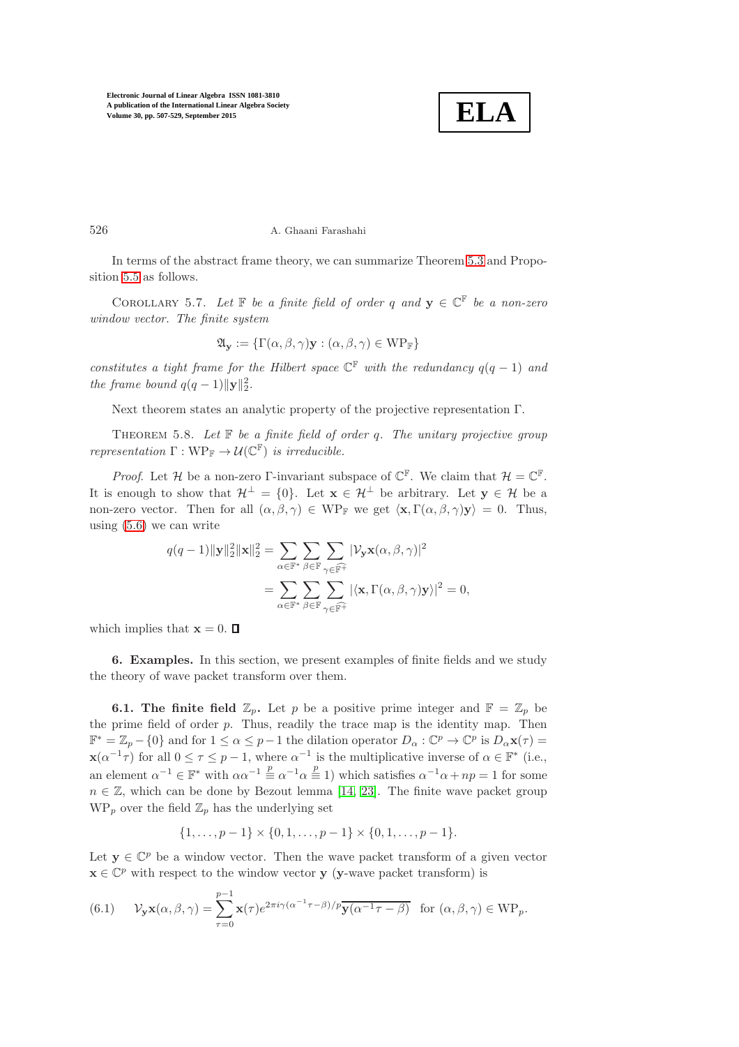In terms of the abstract frame theory, we can summarize Theorem 5.3 and Proposition 5.5 as follows.

Corollary 5.7. *Let $\mathbb{F}$ be a finite field of order $q$ and $\mathbf{y} \in \mathbb{C}^{\mathbb{F}}$ be a non-zero window vector. The finite system*

$$\mathfrak{A}_{\mathbf{y}} := \{\Gamma(\alpha, \beta, \gamma)\mathbf{y} : (\alpha, \beta, \gamma) \in \mathrm{WP}_{\mathbb{F}}\}$$

*constitutes a tight frame for the Hilbert space $\mathbb{C}^{\mathbb{F}}$ with the redundancy $q(q-1)$ and the frame bound $q(q-1)\|\mathbf{y}\|_2^2$.*

Next theorem states an analytic property of the projective representation $\Gamma$.

Theorem 5.8. *Let $\mathbb{F}$ be a finite field of order $q$. The unitary projective group representation $\Gamma : \mathrm{WP}_{\mathbb{F}} \to \mathcal{U}(\mathbb{C}^{\mathbb{F}})$ is irreducible.*

*Proof*. Let $\mathcal{H}$ be a non-zero $\Gamma$-invariant subspace of $\mathbb{C}^{\mathbb{F}}$. We claim that $\mathcal{H} = \mathbb{C}^{\mathbb{F}}$. It is enough to show that $\mathcal{H}^{\perp} = \{0\}$. Let $\mathbf{x} \in \mathcal{H}^{\perp}$ be arbitrary. Let $\mathbf{y} \in \mathcal{H}$ be a non-zero vector. Then for all $(\alpha, \beta, \gamma) \in \mathrm{WP}_{\mathbb{F}}$ we get $\langle \mathbf{x}, \Gamma(\alpha, \beta, \gamma)\mathbf{y}\rangle = 0$. Thus, using (5.6) we can write

$$\begin{aligned} q(q-1)\|\mathbf{y}\|_2^2\|\mathbf{x}\|_2^2 &= \sum_{\alpha \in \mathbb{F}^*} \sum_{\beta \in \mathbb{F}} \sum_{\gamma \in \widehat{\mathbb{F}^+}} |\mathcal{V}_{\mathbf{y}}\mathbf{x}(\alpha, \beta, \gamma)|^2 \\ &= \sum_{\alpha \in \mathbb{F}^*} \sum_{\beta \in \mathbb{F}} \sum_{\gamma \in \widehat{\mathbb{F}^+}} |\langle \mathbf{x}, \Gamma(\alpha, \beta, \gamma)\mathbf{y}\rangle|^2 = 0, \end{aligned}$$

which implies that $\mathbf{x} = 0$. ∎

## 6. Examples.

In this section, we present examples of finite fields and we study the theory of wave packet transform over them.

### 6.1. The finite field $\mathbb{Z}_p$.

Let $p$ be a positive prime integer and $\mathbb{F} = \mathbb{Z}_p$ be the prime field of order $p$. Thus, readily the trace map is the identity map. Then $\mathbb{F}^* = \mathbb{Z}_p - \{0\}$ and for $1 \le \alpha \le p-1$ the dilation operator $D_\alpha : \mathbb{C}^p \to \mathbb{C}^p$ is $D_\alpha \mathbf{x}(\tau) = \mathbf{x}(\alpha^{-1}\tau)$ for all $0 \le \tau \le p-1$, where $\alpha^{-1}$ is the multiplicative inverse of $\alpha \in \mathbb{F}^*$ (i.e., an element $\alpha^{-1} \in \mathbb{F}^*$ with $\alpha\alpha^{-1} \overset{p}{\equiv} \alpha^{-1}\alpha \overset{p}{\equiv} 1$) which satisfies $\alpha^{-1}\alpha + np = 1$ for some $n \in \mathbb{Z}$, which can be done by Bezout lemma [14, 23]. The finite wave packet group $\mathrm{WP}_p$ over the field $\mathbb{Z}_p$ has the underlying set

$$\{1, \ldots, p-1\} \times \{0, 1, \ldots, p-1\} \times \{0, 1, \ldots, p-1\}.$$

Let $\mathbf{y} \in \mathbb{C}^p$ be a window vector. Then the wave packet transform of a given vector $\mathbf{x} \in \mathbb{C}^p$ with respect to the window vector $\mathbf{y}$ ($\mathbf{y}$-wave packet transform) is

$$\mathcal{V}_{\mathbf{y}}\mathbf{x}(\alpha, \beta, \gamma) = \sum_{\tau=0}^{p-1} \mathbf{x}(\tau) e^{2\pi i \gamma(\alpha^{-1}\tau - \beta)/p} \overline{\mathbf{y}(\alpha^{-1}\tau - \beta)} \quad \text{for } (\alpha, \beta, \gamma) \in \mathrm{WP}_p. \tag{6.1}$$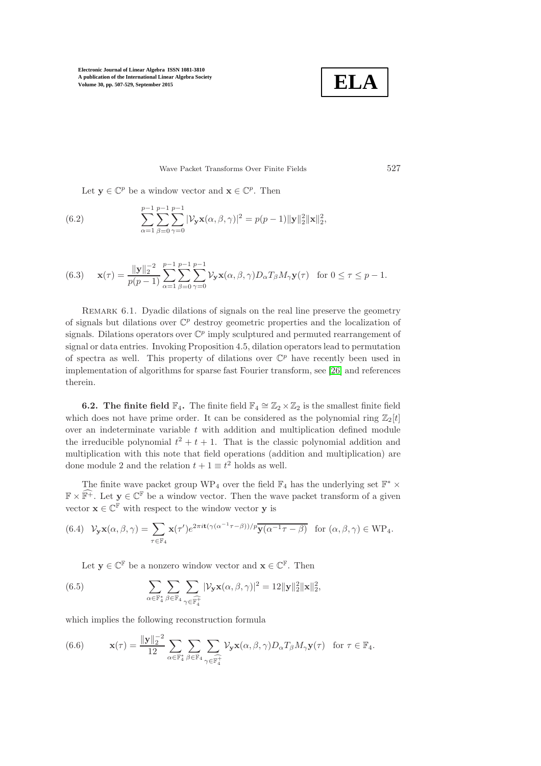Let $\mathbf{y} \in \mathbb{C}^p$ be a window vector and $\mathbf{x} \in \mathbb{C}^p$. Then

$$\sum_{\alpha=1}^{p-1}\sum_{\beta=0}^{p-1}\sum_{\gamma=0}^{p-1} |\mathcal{V}_{\mathbf{y}}\mathbf{x}(\alpha,\beta,\gamma)|^2 = p(p-1)\|\mathbf{y}\|_2^2\|\mathbf{x}\|_2^2, \tag{6.2}$$

$$\mathbf{x}(\tau) = \frac{\|\mathbf{y}\|_2^{-2}}{p(p-1)}\sum_{\alpha=1}^{p-1}\sum_{\beta=0}^{p-1}\sum_{\gamma=0}^{p-1} \mathcal{V}_{\mathbf{y}}\mathbf{x}(\alpha,\beta,\gamma) D_\alpha T_\beta M_\gamma \mathbf{y}(\tau) \quad \text{for } 0 \leq \tau \leq p-1. \tag{6.3}$$

Remark 6.1. Dyadic dilations of signals on the real line preserve the geometry of signals but dilations over $\mathbb{C}^p$ destroy geometric properties and the localization of signals. Dilations operators over $\mathbb{C}^p$ imply sculptured and permuted rearrangement of signal or data entries. Invoking Proposition 4.5, dilation operators lead to permutation of spectra as well. This property of dilations over $\mathbb{C}^p$ have recently been used in implementation of algorithms for sparse fast Fourier transform, see [26] and references therein.

**6.2. The finite field $\mathbb{F}_4$.** The finite field $\mathbb{F}_4 \cong \mathbb{Z}_2 \times \mathbb{Z}_2$ is the smallest finite field which does not have prime order. It can be considered as the polynomial ring $\mathbb{Z}_2[t]$ over an indeterminate variable $t$ with addition and multiplication defined module the irreducible polynomial $t^2+t+1$. That is the classic polynomial addition and multiplication with this note that field operations (addition and multiplication) are done module 2 and the relation $t+1 \equiv t^2$ holds as well.

The finite wave packet group $\mathrm{WP}_4$ over the field $\mathbb{F}_4$ has the underlying set $\mathbb{F}^* \times \mathbb{F} \times \widehat{\mathbb{F}^+}$. Let $\mathbf{y} \in \mathbb{C}^{\mathbb{F}}$ be a window vector. Then the wave packet transform of a given vector $\mathbf{x} \in \mathbb{C}^{\mathbb{F}}$ with respect to the window vector $\mathbf{y}$ is

$$\mathcal{V}_{\mathbf{y}}\mathbf{x}(\alpha,\beta,\gamma) = \sum_{\tau \in \mathbb{F}_4} \mathbf{x}(\tau') e^{2\pi i \mathbf{t}(\gamma(\alpha^{-1}\tau-\beta))/p}\overline{\mathbf{y}(\alpha^{-1}\tau-\beta)} \quad \text{for } (\alpha,\beta,\gamma) \in \mathrm{WP}_4. \tag{6.4}$$

Let $\mathbf{y} \in \mathbb{C}^{\mathbb{F}}$ be a nonzero window vector and $\mathbf{x} \in \mathbb{C}^{\mathbb{F}}$. Then

$$\sum_{\alpha \in \mathbb{F}_4^*}\sum_{\beta \in \mathbb{F}_4}\sum_{\gamma \in \widehat{\mathbb{F}_4^+}} |\mathcal{V}_{\mathbf{y}}\mathbf{x}(\alpha,\beta,\gamma)|^2 = 12\|\mathbf{y}\|_2^2\|\mathbf{x}\|_2^2, \tag{6.5}$$

which implies the following reconstruction formula

$$\mathbf{x}(\tau) = \frac{\|\mathbf{y}\|_2^{-2}}{12}\sum_{\alpha \in \mathbb{F}_4^*}\sum_{\beta \in \mathbb{F}_4}\sum_{\gamma \in \widehat{\mathbb{F}_4^+}} \mathcal{V}_{\mathbf{y}}\mathbf{x}(\alpha,\beta,\gamma) D_\alpha T_\beta M_\gamma \mathbf{y}(\tau) \quad \text{for } \tau \in \mathbb{F}_4. \tag{6.6}$$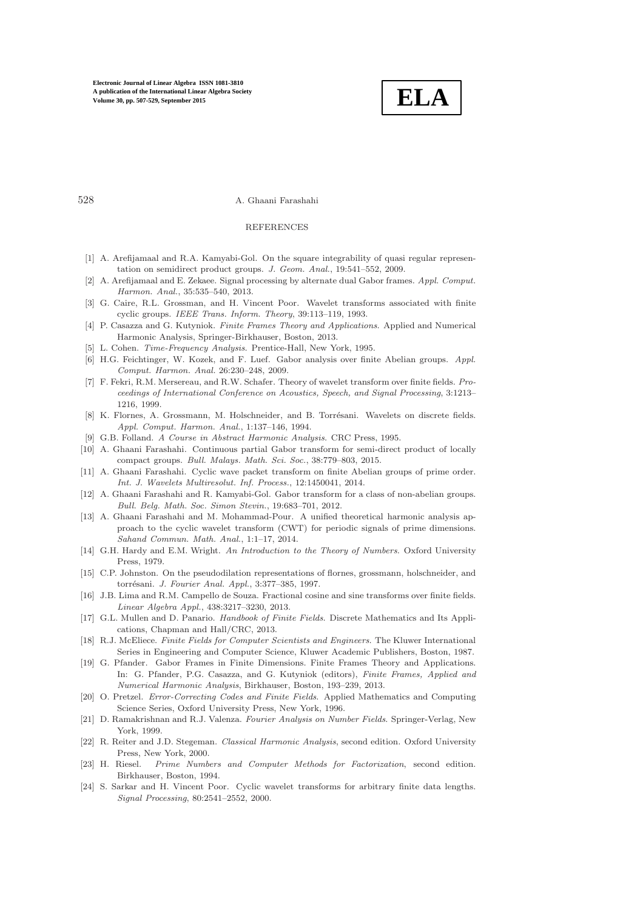## REFERENCES

- [1] A. Arefijamaal and R.A. Kamyabi-Gol. On the square integrability of quasi regular representation on semidirect product groups. *J. Geom. Anal.*, 19:541–552, 2009.
- [2] A. Arefijamaal and E. Zekaee. Signal processing by alternate dual Gabor frames. *Appl. Comput. Harmon. Anal.*, 35:535–540, 2013.
- [3] G. Caire, R.L. Grossman, and H. Vincent Poor. Wavelet transforms associated with finite cyclic groups. *IEEE Trans. Inform. Theory*, 39:113–119, 1993.
- [4] P. Casazza and G. Kutyniok. *Finite Frames Theory and Applications*. Applied and Numerical Harmonic Analysis, Springer-Birkhauser, Boston, 2013.
- [5] L. Cohen. *Time-Frequency Analysis*. Prentice-Hall, New York, 1995.
- [6] H.G. Feichtinger, W. Kozek, and F. Luef. Gabor analysis over finite Abelian groups. *Appl. Comput. Harmon. Anal.* 26:230–248, 2009.
- [7] F. Fekri, R.M. Mersereau, and R.W. Schafer. Theory of wavelet transform over finite fields. *Proceedings of International Conference on Acoustics, Speech, and Signal Processing*, 3:1213–1216, 1999.
- [8] K. Flornes, A. Grossmann, M. Holschneider, and B. Torrésani. Wavelets on discrete fields. *Appl. Comput. Harmon. Anal.*, 1:137–146, 1994.
- [9] G.B. Folland. *A Course in Abstract Harmonic Analysis*. CRC Press, 1995.
- [10] A. Ghaani Farashahi. Continuous partial Gabor transform for semi-direct product of locally compact groups. *Bull. Malays. Math. Sci. Soc.*, 38:779–803, 2015.
- [11] A. Ghaani Farashahi. Cyclic wave packet transform on finite Abelian groups of prime order. *Int. J. Wavelets Multiresolut. Inf. Process.*, 12:1450041, 2014.
- [12] A. Ghaani Farashahi and R. Kamyabi-Gol. Gabor transform for a class of non-abelian groups. *Bull. Belg. Math. Soc. Simon Stevin.*, 19:683–701, 2012.
- [13] A. Ghaani Farashahi and M. Mohammad-Pour. A unified theoretical harmonic analysis approach to the cyclic wavelet transform (CWT) for periodic signals of prime dimensions. *Sahand Commun. Math. Anal.*, 1:1–17, 2014.
- [14] G.H. Hardy and E.M. Wright. *An Introduction to the Theory of Numbers*. Oxford University Press, 1979.
- [15] C.P. Johnston. On the pseudodilation representations of flornes, grossmann, holschneider, and torrésani. *J. Fourier Anal. Appl.*, 3:377–385, 1997.
- [16] J.B. Lima and R.M. Campello de Souza. Fractional cosine and sine transforms over finite fields. *Linear Algebra Appl.*, 438:3217–3230, 2013.
- [17] G.L. Mullen and D. Panario. *Handbook of Finite Fields*. Discrete Mathematics and Its Applications, Chapman and Hall/CRC, 2013.
- [18] R.J. McEliece. *Finite Fields for Computer Scientists and Engineers*. The Kluwer International Series in Engineering and Computer Science, Kluwer Academic Publishers, Boston, 1987.
- [19] G. Pfander. Gabor Frames in Finite Dimensions. Finite Frames Theory and Applications. In: G. Pfander, P.G. Casazza, and G. Kutyniok (editors), *Finite Frames, Applied and Numerical Harmonic Analysis*, Birkhauser, Boston, 193–239, 2013.
- [20] O. Pretzel. *Error-Correcting Codes and Finite Fields*. Applied Mathematics and Computing Science Series, Oxford University Press, New York, 1996.
- [21] D. Ramakrishnan and R.J. Valenza. *Fourier Analysis on Number Fields*. Springer-Verlag, New York, 1999.
- [22] R. Reiter and J.D. Stegeman. *Classical Harmonic Analysis*, second edition. Oxford University Press, New York, 2000.
- [23] H. Riesel. *Prime Numbers and Computer Methods for Factorization*, second edition. Birkhauser, Boston, 1994.
- [24] S. Sarkar and H. Vincent Poor. Cyclic wavelet transforms for arbitrary finite data lengths. *Signal Processing*, 80:2541–2552, 2000.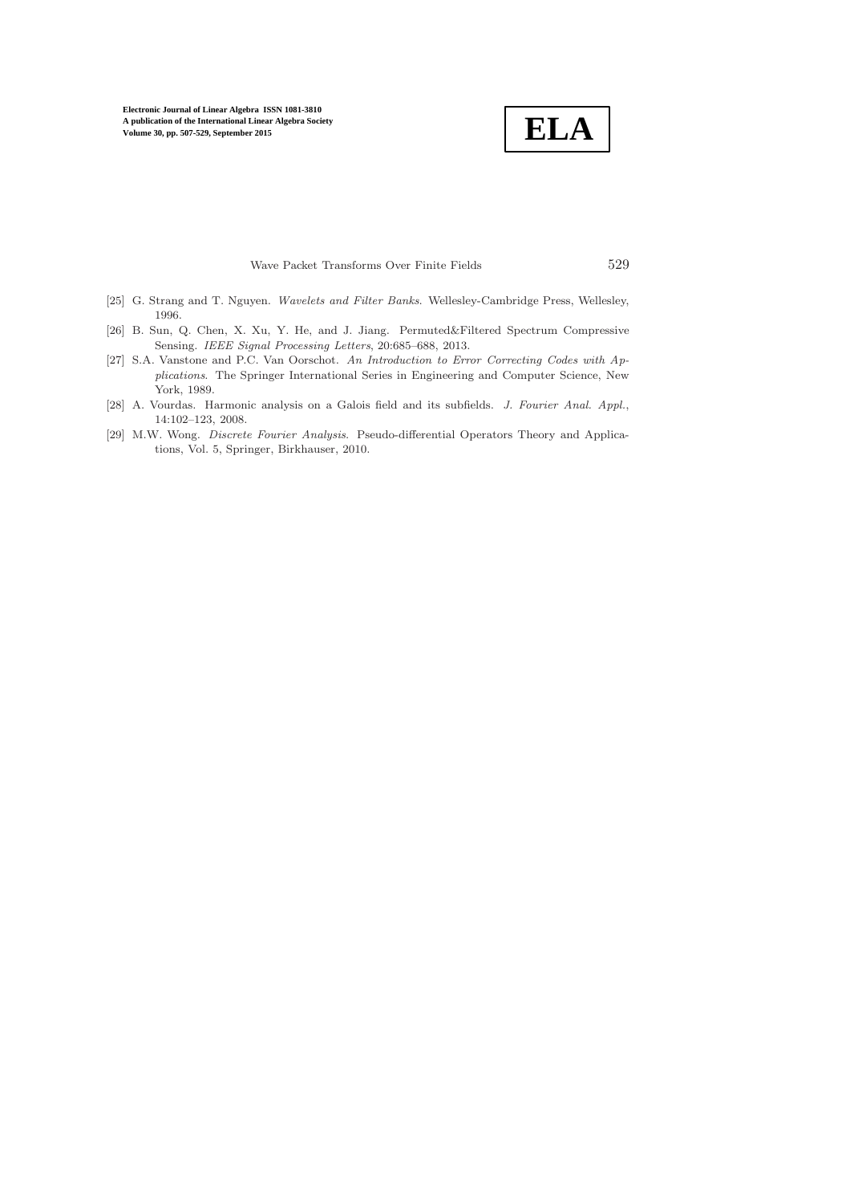[25] G. Strang and T. Nguyen. *Wavelets and Filter Banks*. Wellesley-Cambridge Press, Wellesley, 1996.

[26] B. Sun, Q. Chen, X. Xu, Y. He, and J. Jiang. Permuted&Filtered Spectrum Compressive Sensing. *IEEE Signal Processing Letters*, 20:685–688, 2013.

[27] S.A. Vanstone and P.C. Van Oorschot. *An Introduction to Error Correcting Codes with Applications*. The Springer International Series in Engineering and Computer Science, New York, 1989.

[28] A. Vourdas. Harmonic analysis on a Galois field and its subfields. *J. Fourier Anal. Appl.*, 14:102–123, 2008.

[29] M.W. Wong. *Discrete Fourier Analysis*. Pseudo-differential Operators Theory and Applications, Vol. 5, Springer, Birkhauser, 2010.